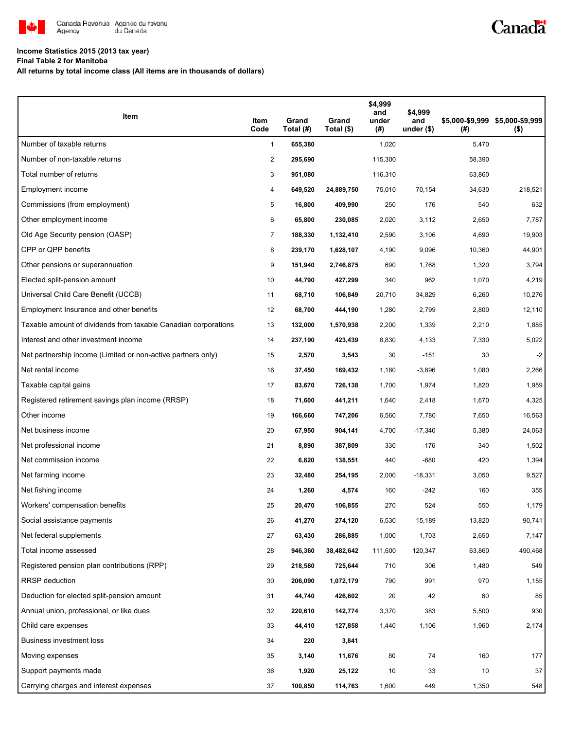**Income Statistics 2015 (2013 tax year)**

**Final Table 2 for Manitoba**

**All returns by total income class (All items are in thousands of dollars)**

| Item | Item Code | Grand Total (#) | Grand Total ($) | $4,999 and under (#) | $4,999 and under ($) | $5,000-$9,999 (#) | $5,000-$9,999 ($) |
|---|---|---|---|---|---|---|---|
| Number of taxable returns | 1 | **655,380** | | 1,020 | | 5,470 | |
| Number of non-taxable returns | 2 | **295,690** | | 115,300 | | 58,390 | |
| Total number of returns | 3 | **951,080** | | 116,310 | | 63,860 | |
| Employment income | 4 | **649,520** | **24,889,750** | 75,010 | 70,154 | 34,630 | 218,521 |
| Commissions (from employment) | 5 | **16,800** | **409,990** | 250 | 176 | 540 | 632 |
| Other employment income | 6 | **65,800** | **230,085** | 2,020 | 3,112 | 2,650 | 7,787 |
| Old Age Security pension (OASP) | 7 | **188,330** | **1,132,410** | 2,590 | 3,106 | 4,690 | 19,903 |
| CPP or QPP benefits | 8 | **239,170** | **1,628,107** | 4,190 | 9,096 | 10,360 | 44,901 |
| Other pensions or superannuation | 9 | **151,940** | **2,746,875** | 690 | 1,768 | 1,320 | 3,794 |
| Elected split-pension amount | 10 | **44,790** | **427,299** | 340 | 962 | 1,070 | 4,219 |
| Universal Child Care Benefit (UCCB) | 11 | **68,710** | **106,849** | 20,710 | 34,829 | 6,260 | 10,276 |
| Employment Insurance and other benefits | 12 | **68,700** | **444,190** | 1,280 | 2,799 | 2,800 | 12,110 |
| Taxable amount of dividends from taxable Canadian corporations | 13 | **132,000** | **1,570,938** | 2,200 | 1,339 | 2,210 | 1,885 |
| Interest and other investment income | 14 | **237,190** | **423,439** | 8,830 | 4,133 | 7,330 | 5,022 |
| Net partnership income (Limited or non-active partners only) | 15 | **2,570** | **3,543** | 30 | -151 | 30 | -2 |
| Net rental income | 16 | **37,450** | **169,432** | 1,180 | -3,896 | 1,080 | 2,266 |
| Taxable capital gains | 17 | **83,670** | **726,138** | 1,700 | 1,974 | 1,820 | 1,959 |
| Registered retirement savings plan income (RRSP) | 18 | **71,600** | **441,211** | 1,640 | 2,418 | 1,670 | 4,325 |
| Other income | 19 | **166,660** | **747,206** | 6,560 | 7,780 | 7,650 | 16,563 |
| Net business income | 20 | **67,950** | **904,141** | 4,700 | -17,340 | 5,380 | 24,063 |
| Net professional income | 21 | **8,890** | **387,809** | 330 | -176 | 340 | 1,502 |
| Net commission income | 22 | **6,820** | **138,551** | 440 | -680 | 420 | 1,394 |
| Net farming income | 23 | **32,480** | **254,195** | 2,000 | -18,331 | 3,050 | 9,527 |
| Net fishing income | 24 | **1,260** | **4,574** | 160 | -242 | 160 | 355 |
| Workers' compensation benefits | 25 | **20,470** | **106,855** | 270 | 524 | 550 | 1,179 |
| Social assistance payments | 26 | **41,270** | **274,120** | 6,530 | 15,189 | 13,820 | 90,741 |
| Net federal supplements | 27 | **63,430** | **286,885** | 1,000 | 1,703 | 2,650 | 7,147 |
| Total income assessed | 28 | **946,360** | **38,482,642** | 111,600 | 120,347 | 63,860 | 490,468 |
| Registered pension plan contributions (RPP) | 29 | **218,580** | **725,644** | 710 | 306 | 1,480 | 549 |
| RRSP deduction | 30 | **206,090** | **1,072,179** | 790 | 991 | 970 | 1,155 |
| Deduction for elected split-pension amount | 31 | **44,740** | **426,602** | 20 | 42 | 60 | 85 |
| Annual union, professional, or like dues | 32 | **220,610** | **142,774** | 3,370 | 383 | 5,500 | 930 |
| Child care expenses | 33 | **44,410** | **127,858** | 1,440 | 1,106 | 1,960 | 2,174 |
| Business investment loss | 34 | **220** | **3,841** | | | | |
| Moving expenses | 35 | **3,140** | **11,676** | 80 | 74 | 160 | 177 |
| Support payments made | 36 | **1,920** | **25,122** | 10 | 33 | 10 | 37 |
| Carrying charges and interest expenses | 37 | **100,850** | **114,763** | 1,600 | 449 | 1,350 | 548 |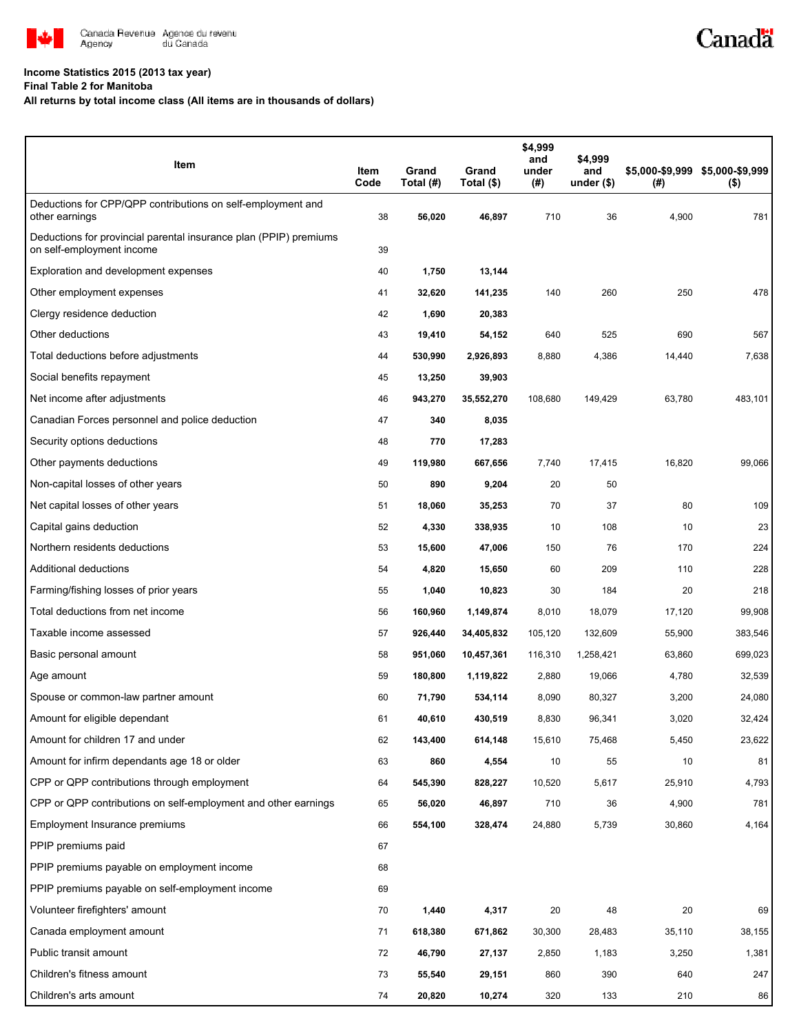Canada Revenue Agency / Agence du revenu du Canada

**Income Statistics 2015 (2013 tax year)**
**Final Table 2 for Manitoba**
**All returns by total income class (All items are in thousands of dollars)**

| Item | Item Code | Grand Total (#) | Grand Total ($) | $4,999 and under (#) | $4,999 and under ($) | $5,000-$9,999 (#) | $5,000-$9,999 ($) |
|---|---|---|---|---|---|---|---|
| Deductions for CPP/QPP contributions on self-employment and other earnings | 38 | **56,020** | **46,897** | 710 | 36 | 4,900 | 781 |
| Deductions for provincial parental insurance plan (PPIP) premiums on self-employment income | 39 | | | | | | |
| Exploration and development expenses | 40 | **1,750** | **13,144** | | | | |
| Other employment expenses | 41 | **32,620** | **141,235** | 140 | 260 | 250 | 478 |
| Clergy residence deduction | 42 | **1,690** | **20,383** | | | | |
| Other deductions | 43 | **19,410** | **54,152** | 640 | 525 | 690 | 567 |
| Total deductions before adjustments | 44 | **530,990** | **2,926,893** | 8,880 | 4,386 | 14,440 | 7,638 |
| Social benefits repayment | 45 | **13,250** | **39,903** | | | | |
| Net income after adjustments | 46 | **943,270** | **35,552,270** | 108,680 | 149,429 | 63,780 | 483,101 |
| Canadian Forces personnel and police deduction | 47 | **340** | **8,035** | | | | |
| Security options deductions | 48 | **770** | **17,283** | | | | |
| Other payments deductions | 49 | **119,980** | **667,656** | 7,740 | 17,415 | 16,820 | 99,066 |
| Non-capital losses of other years | 50 | **890** | **9,204** | 20 | 50 | | |
| Net capital losses of other years | 51 | **18,060** | **35,253** | 70 | 37 | 80 | 109 |
| Capital gains deduction | 52 | **4,330** | **338,935** | 10 | 108 | 10 | 23 |
| Northern residents deductions | 53 | **15,600** | **47,006** | 150 | 76 | 170 | 224 |
| Additional deductions | 54 | **4,820** | **15,650** | 60 | 209 | 110 | 228 |
| Farming/fishing losses of prior years | 55 | **1,040** | **10,823** | 30 | 184 | 20 | 218 |
| Total deductions from net income | 56 | **160,960** | **1,149,874** | 8,010 | 18,079 | 17,120 | 99,908 |
| Taxable income assessed | 57 | **926,440** | **34,405,832** | 105,120 | 132,609 | 55,900 | 383,546 |
| Basic personal amount | 58 | **951,060** | **10,457,361** | 116,310 | 1,258,421 | 63,860 | 699,023 |
| Age amount | 59 | **180,800** | **1,119,822** | 2,880 | 19,066 | 4,780 | 32,539 |
| Spouse or common-law partner amount | 60 | **71,790** | **534,114** | 8,090 | 80,327 | 3,200 | 24,080 |
| Amount for eligible dependant | 61 | **40,610** | **430,519** | 8,830 | 96,341 | 3,020 | 32,424 |
| Amount for children 17 and under | 62 | **143,400** | **614,148** | 15,610 | 75,468 | 5,450 | 23,622 |
| Amount for infirm dependants age 18 or older | 63 | **860** | **4,554** | 10 | 55 | 10 | 81 |
| CPP or QPP contributions through employment | 64 | **545,390** | **828,227** | 10,520 | 5,617 | 25,910 | 4,793 |
| CPP or QPP contributions on self-employment and other earnings | 65 | **56,020** | **46,897** | 710 | 36 | 4,900 | 781 |
| Employment Insurance premiums | 66 | **554,100** | **328,474** | 24,880 | 5,739 | 30,860 | 4,164 |
| PPIP premiums paid | 67 | | | | | | |
| PPIP premiums payable on employment income | 68 | | | | | | |
| PPIP premiums payable on self-employment income | 69 | | | | | | |
| Volunteer firefighters' amount | 70 | **1,440** | **4,317** | 20 | 48 | 20 | 69 |
| Canada employment amount | 71 | **618,380** | **671,862** | 30,300 | 28,483 | 35,110 | 38,155 |
| Public transit amount | 72 | **46,790** | **27,137** | 2,850 | 1,183 | 3,250 | 1,381 |
| Children's fitness amount | 73 | **55,540** | **29,151** | 860 | 390 | 640 | 247 |
| Children's arts amount | 74 | **20,820** | **10,274** | 320 | 133 | 210 | 86 |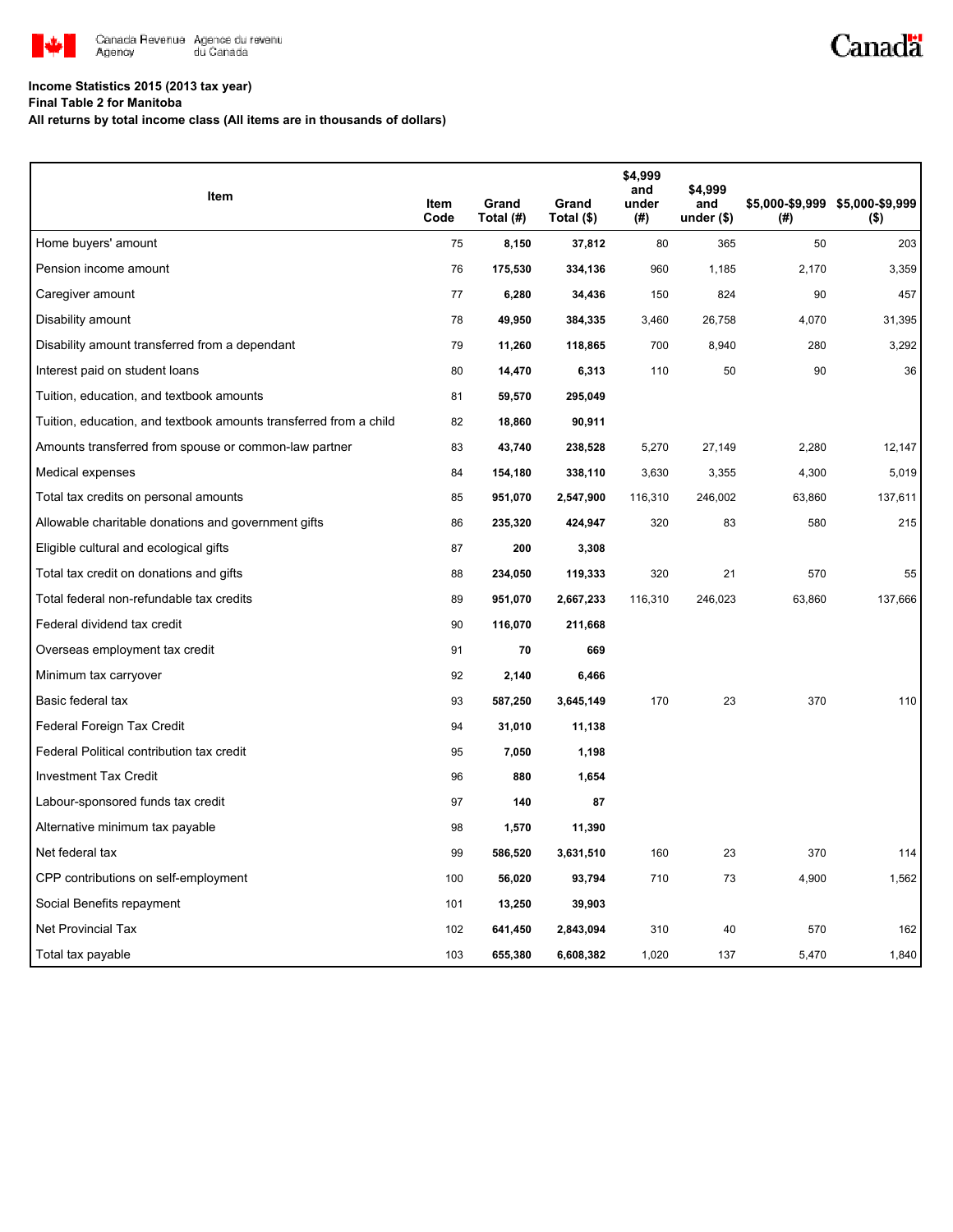**Income Statistics 2015 (2013 tax year)**
**Final Table 2 for Manitoba**
**All returns by total income class (All items are in thousands of dollars)**

| Item | Item Code | Grand Total (#) | Grand Total ($) | $4,999 and under (#) | $4,999 and under ($) | $5,000-$9,999 (#) | $5,000-$9,999 ($) |
|---|---|---|---|---|---|---|---|
| Home buyers' amount | 75 | **8,150** | **37,812** | 80 | 365 | 50 | 203 |
| Pension income amount | 76 | **175,530** | **334,136** | 960 | 1,185 | 2,170 | 3,359 |
| Caregiver amount | 77 | **6,280** | **34,436** | 150 | 824 | 90 | 457 |
| Disability amount | 78 | **49,950** | **384,335** | 3,460 | 26,758 | 4,070 | 31,395 |
| Disability amount transferred from a dependant | 79 | **11,260** | **118,865** | 700 | 8,940 | 280 | 3,292 |
| Interest paid on student loans | 80 | **14,470** | **6,313** | 110 | 50 | 90 | 36 |
| Tuition, education, and textbook amounts | 81 | **59,570** | **295,049** | | | | |
| Tuition, education, and textbook amounts transferred from a child | 82 | **18,860** | **90,911** | | | | |
| Amounts transferred from spouse or common-law partner | 83 | **43,740** | **238,528** | 5,270 | 27,149 | 2,280 | 12,147 |
| Medical expenses | 84 | **154,180** | **338,110** | 3,630 | 3,355 | 4,300 | 5,019 |
| Total tax credits on personal amounts | 85 | **951,070** | **2,547,900** | 116,310 | 246,002 | 63,860 | 137,611 |
| Allowable charitable donations and government gifts | 86 | **235,320** | **424,947** | 320 | 83 | 580 | 215 |
| Eligible cultural and ecological gifts | 87 | **200** | **3,308** | | | | |
| Total tax credit on donations and gifts | 88 | **234,050** | **119,333** | 320 | 21 | 570 | 55 |
| Total federal non-refundable tax credits | 89 | **951,070** | **2,667,233** | 116,310 | 246,023 | 63,860 | 137,666 |
| Federal dividend tax credit | 90 | **116,070** | **211,668** | | | | |
| Overseas employment tax credit | 91 | **70** | **669** | | | | |
| Minimum tax carryover | 92 | **2,140** | **6,466** | | | | |
| Basic federal tax | 93 | **587,250** | **3,645,149** | 170 | 23 | 370 | 110 |
| Federal Foreign Tax Credit | 94 | **31,010** | **11,138** | | | | |
| Federal Political contribution tax credit | 95 | **7,050** | **1,198** | | | | |
| Investment Tax Credit | 96 | **880** | **1,654** | | | | |
| Labour-sponsored funds tax credit | 97 | **140** | **87** | | | | |
| Alternative minimum tax payable | 98 | **1,570** | **11,390** | | | | |
| Net federal tax | 99 | **586,520** | **3,631,510** | 160 | 23 | 370 | 114 |
| CPP contributions on self-employment | 100 | **56,020** | **93,794** | 710 | 73 | 4,900 | 1,562 |
| Social Benefits repayment | 101 | **13,250** | **39,903** | | | | |
| Net Provincial Tax | 102 | **641,450** | **2,843,094** | 310 | 40 | 570 | 162 |
| Total tax payable | 103 | **655,380** | **6,608,382** | 1,020 | 137 | 5,470 | 1,840 |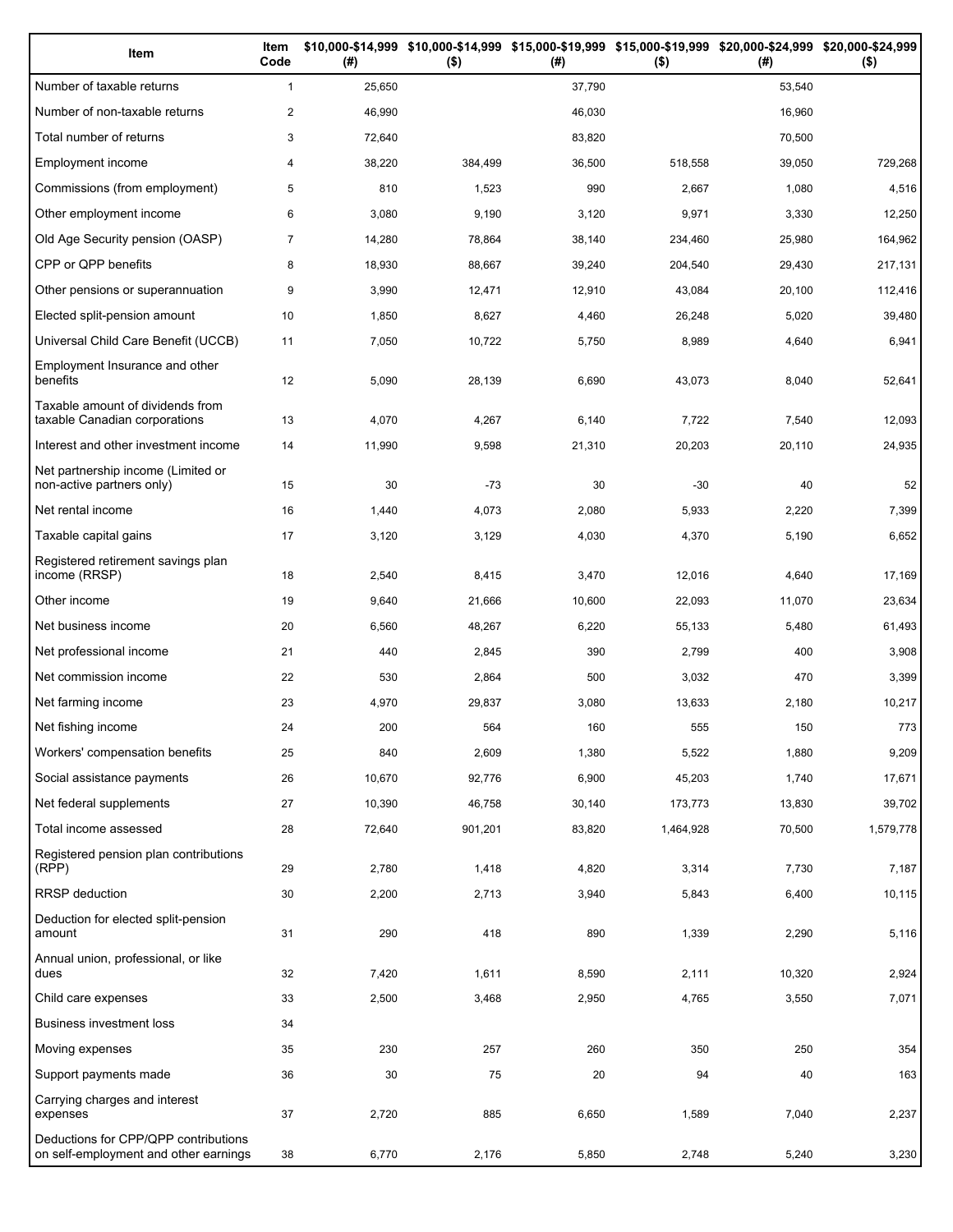| Item | Item Code | $10,000-$14,999 (#) | $10,000-$14,999 ($) | $15,000-$19,999 (#) | $15,000-$19,999 ($) | $20,000-$24,999 (#) | $20,000-$24,999 ($) |
|---|---|---|---|---|---|---|---|
| Number of taxable returns | 1 | 25,650 | | 37,790 | | 53,540 | |
| Number of non-taxable returns | 2 | 46,990 | | 46,030 | | 16,960 | |
| Total number of returns | 3 | 72,640 | | 83,820 | | 70,500 | |
| Employment income | 4 | 38,220 | 384,499 | 36,500 | 518,558 | 39,050 | 729,268 |
| Commissions (from employment) | 5 | 810 | 1,523 | 990 | 2,667 | 1,080 | 4,516 |
| Other employment income | 6 | 3,080 | 9,190 | 3,120 | 9,971 | 3,330 | 12,250 |
| Old Age Security pension (OASP) | 7 | 14,280 | 78,864 | 38,140 | 234,460 | 25,980 | 164,962 |
| CPP or QPP benefits | 8 | 18,930 | 88,667 | 39,240 | 204,540 | 29,430 | 217,131 |
| Other pensions or superannuation | 9 | 3,990 | 12,471 | 12,910 | 43,084 | 20,100 | 112,416 |
| Elected split-pension amount | 10 | 1,850 | 8,627 | 4,460 | 26,248 | 5,020 | 39,480 |
| Universal Child Care Benefit (UCCB) | 11 | 7,050 | 10,722 | 5,750 | 8,989 | 4,640 | 6,941 |
| Employment Insurance and other benefits | 12 | 5,090 | 28,139 | 6,690 | 43,073 | 8,040 | 52,641 |
| Taxable amount of dividends from taxable Canadian corporations | 13 | 4,070 | 4,267 | 6,140 | 7,722 | 7,540 | 12,093 |
| Interest and other investment income | 14 | 11,990 | 9,598 | 21,310 | 20,203 | 20,110 | 24,935 |
| Net partnership income (Limited or non-active partners only) | 15 | 30 | -73 | 30 | -30 | 40 | 52 |
| Net rental income | 16 | 1,440 | 4,073 | 2,080 | 5,933 | 2,220 | 7,399 |
| Taxable capital gains | 17 | 3,120 | 3,129 | 4,030 | 4,370 | 5,190 | 6,652 |
| Registered retirement savings plan income (RRSP) | 18 | 2,540 | 8,415 | 3,470 | 12,016 | 4,640 | 17,169 |
| Other income | 19 | 9,640 | 21,666 | 10,600 | 22,093 | 11,070 | 23,634 |
| Net business income | 20 | 6,560 | 48,267 | 6,220 | 55,133 | 5,480 | 61,493 |
| Net professional income | 21 | 440 | 2,845 | 390 | 2,799 | 400 | 3,908 |
| Net commission income | 22 | 530 | 2,864 | 500 | 3,032 | 470 | 3,399 |
| Net farming income | 23 | 4,970 | 29,837 | 3,080 | 13,633 | 2,180 | 10,217 |
| Net fishing income | 24 | 200 | 564 | 160 | 555 | 150 | 773 |
| Workers' compensation benefits | 25 | 840 | 2,609 | 1,380 | 5,522 | 1,880 | 9,209 |
| Social assistance payments | 26 | 10,670 | 92,776 | 6,900 | 45,203 | 1,740 | 17,671 |
| Net federal supplements | 27 | 10,390 | 46,758 | 30,140 | 173,773 | 13,830 | 39,702 |
| Total income assessed | 28 | 72,640 | 901,201 | 83,820 | 1,464,928 | 70,500 | 1,579,778 |
| Registered pension plan contributions (RPP) | 29 | 2,780 | 1,418 | 4,820 | 3,314 | 7,730 | 7,187 |
| RRSP deduction | 30 | 2,200 | 2,713 | 3,940 | 5,843 | 6,400 | 10,115 |
| Deduction for elected split-pension amount | 31 | 290 | 418 | 890 | 1,339 | 2,290 | 5,116 |
| Annual union, professional, or like dues | 32 | 7,420 | 1,611 | 8,590 | 2,111 | 10,320 | 2,924 |
| Child care expenses | 33 | 2,500 | 3,468 | 2,950 | 4,765 | 3,550 | 7,071 |
| Business investment loss | 34 | | | | | | |
| Moving expenses | 35 | 230 | 257 | 260 | 350 | 250 | 354 |
| Support payments made | 36 | 30 | 75 | 20 | 94 | 40 | 163 |
| Carrying charges and interest expenses | 37 | 2,720 | 885 | 6,650 | 1,589 | 7,040 | 2,237 |
| Deductions for CPP/QPP contributions on self-employment and other earnings | 38 | 6,770 | 2,176 | 5,850 | 2,748 | 5,240 | 3,230 |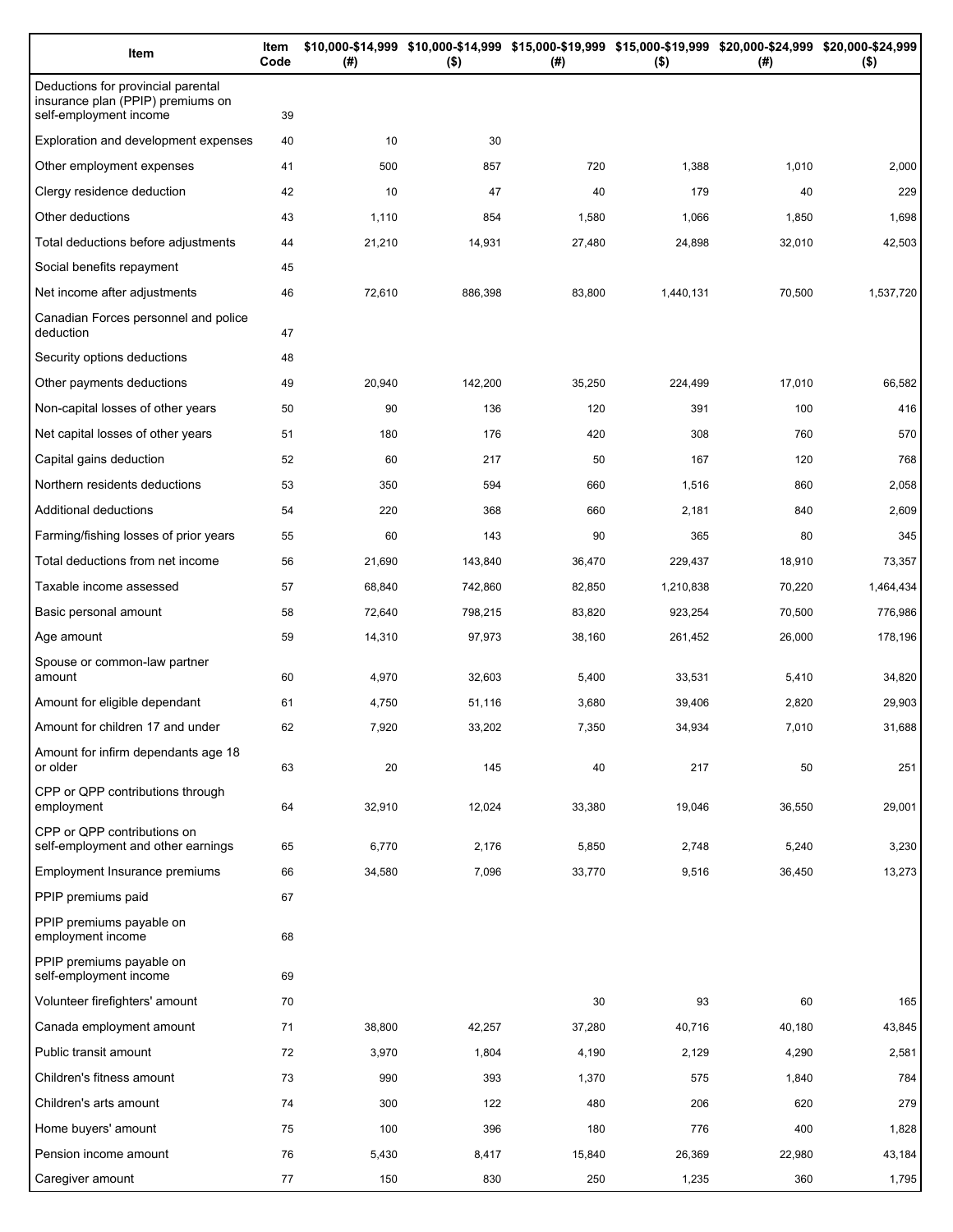| Item | Item Code | $10,000-$14,999 (#) | $10,000-$14,999 ($) | $15,000-$19,999 (#) | $15,000-$19,999 ($) | $20,000-$24,999 (#) | $20,000-$24,999 ($) |
|---|---|---|---|---|---|---|---|
| Deductions for provincial parental insurance plan (PPIP) premiums on self-employment income | 39 | | | | | | |
| Exploration and development expenses | 40 | 10 | 30 | | | | |
| Other employment expenses | 41 | 500 | 857 | 720 | 1,388 | 1,010 | 2,000 |
| Clergy residence deduction | 42 | 10 | 47 | 40 | 179 | 40 | 229 |
| Other deductions | 43 | 1,110 | 854 | 1,580 | 1,066 | 1,850 | 1,698 |
| Total deductions before adjustments | 44 | 21,210 | 14,931 | 27,480 | 24,898 | 32,010 | 42,503 |
| Social benefits repayment | 45 | | | | | | |
| Net income after adjustments | 46 | 72,610 | 886,398 | 83,800 | 1,440,131 | 70,500 | 1,537,720 |
| Canadian Forces personnel and police deduction | 47 | | | | | | |
| Security options deductions | 48 | | | | | | |
| Other payments deductions | 49 | 20,940 | 142,200 | 35,250 | 224,499 | 17,010 | 66,582 |
| Non-capital losses of other years | 50 | 90 | 136 | 120 | 391 | 100 | 416 |
| Net capital losses of other years | 51 | 180 | 176 | 420 | 308 | 760 | 570 |
| Capital gains deduction | 52 | 60 | 217 | 50 | 167 | 120 | 768 |
| Northern residents deductions | 53 | 350 | 594 | 660 | 1,516 | 860 | 2,058 |
| Additional deductions | 54 | 220 | 368 | 660 | 2,181 | 840 | 2,609 |
| Farming/fishing losses of prior years | 55 | 60 | 143 | 90 | 365 | 80 | 345 |
| Total deductions from net income | 56 | 21,690 | 143,840 | 36,470 | 229,437 | 18,910 | 73,357 |
| Taxable income assessed | 57 | 68,840 | 742,860 | 82,850 | 1,210,838 | 70,220 | 1,464,434 |
| Basic personal amount | 58 | 72,640 | 798,215 | 83,820 | 923,254 | 70,500 | 776,986 |
| Age amount | 59 | 14,310 | 97,973 | 38,160 | 261,452 | 26,000 | 178,196 |
| Spouse or common-law partner amount | 60 | 4,970 | 32,603 | 5,400 | 33,531 | 5,410 | 34,820 |
| Amount for eligible dependant | 61 | 4,750 | 51,116 | 3,680 | 39,406 | 2,820 | 29,903 |
| Amount for children 17 and under | 62 | 7,920 | 33,202 | 7,350 | 34,934 | 7,010 | 31,688 |
| Amount for infirm dependants age 18 or older | 63 | 20 | 145 | 40 | 217 | 50 | 251 |
| CPP or QPP contributions through employment | 64 | 32,910 | 12,024 | 33,380 | 19,046 | 36,550 | 29,001 |
| CPP or QPP contributions on self-employment and other earnings | 65 | 6,770 | 2,176 | 5,850 | 2,748 | 5,240 | 3,230 |
| Employment Insurance premiums | 66 | 34,580 | 7,096 | 33,770 | 9,516 | 36,450 | 13,273 |
| PPIP premiums paid | 67 | | | | | | |
| PPIP premiums payable on employment income | 68 | | | | | | |
| PPIP premiums payable on self-employment income | 69 | | | | | | |
| Volunteer firefighters' amount | 70 | | | 30 | 93 | 60 | 165 |
| Canada employment amount | 71 | 38,800 | 42,257 | 37,280 | 40,716 | 40,180 | 43,845 |
| Public transit amount | 72 | 3,970 | 1,804 | 4,190 | 2,129 | 4,290 | 2,581 |
| Children's fitness amount | 73 | 990 | 393 | 1,370 | 575 | 1,840 | 784 |
| Children's arts amount | 74 | 300 | 122 | 480 | 206 | 620 | 279 |
| Home buyers' amount | 75 | 100 | 396 | 180 | 776 | 400 | 1,828 |
| Pension income amount | 76 | 5,430 | 8,417 | 15,840 | 26,369 | 22,980 | 43,184 |
| Caregiver amount | 77 | 150 | 830 | 250 | 1,235 | 360 | 1,795 |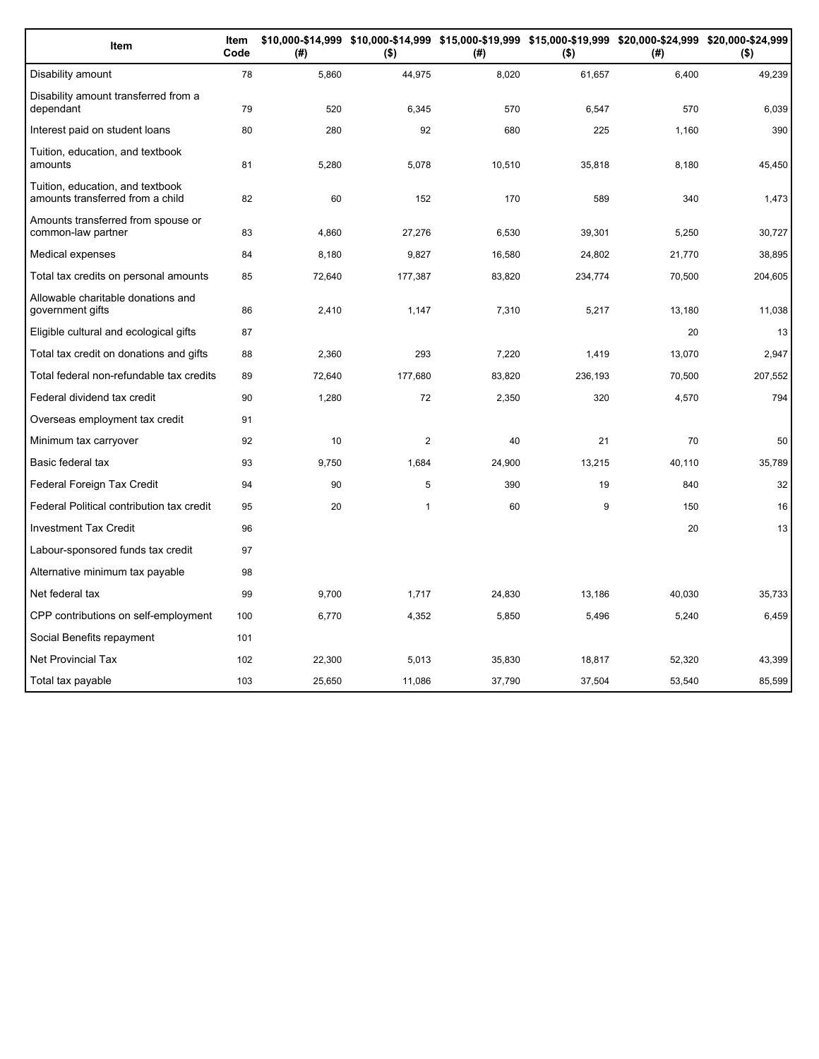| Item | Item Code | $10,000-$14,999 (#) | $10,000-$14,999 ($) | $15,000-$19,999 (#) | $15,000-$19,999 ($) | $20,000-$24,999 (#) | $20,000-$24,999 ($) |
| --- | --- | --- | --- | --- | --- | --- | --- |
| Disability amount | 78 | 5,860 | 44,975 | 8,020 | 61,657 | 6,400 | 49,239 |
| Disability amount transferred from a dependant | 79 | 520 | 6,345 | 570 | 6,547 | 570 | 6,039 |
| Interest paid on student loans | 80 | 280 | 92 | 680 | 225 | 1,160 | 390 |
| Tuition, education, and textbook amounts | 81 | 5,280 | 5,078 | 10,510 | 35,818 | 8,180 | 45,450 |
| Tuition, education, and textbook amounts transferred from a child | 82 | 60 | 152 | 170 | 589 | 340 | 1,473 |
| Amounts transferred from spouse or common-law partner | 83 | 4,860 | 27,276 | 6,530 | 39,301 | 5,250 | 30,727 |
| Medical expenses | 84 | 8,180 | 9,827 | 16,580 | 24,802 | 21,770 | 38,895 |
| Total tax credits on personal amounts | 85 | 72,640 | 177,387 | 83,820 | 234,774 | 70,500 | 204,605 |
| Allowable charitable donations and government gifts | 86 | 2,410 | 1,147 | 7,310 | 5,217 | 13,180 | 11,038 |
| Eligible cultural and ecological gifts | 87 | | | | | 20 | 13 |
| Total tax credit on donations and gifts | 88 | 2,360 | 293 | 7,220 | 1,419 | 13,070 | 2,947 |
| Total federal non-refundable tax credits | 89 | 72,640 | 177,680 | 83,820 | 236,193 | 70,500 | 207,552 |
| Federal dividend tax credit | 90 | 1,280 | 72 | 2,350 | 320 | 4,570 | 794 |
| Overseas employment tax credit | 91 | | | | | | |
| Minimum tax carryover | 92 | 10 | 2 | 40 | 21 | 70 | 50 |
| Basic federal tax | 93 | 9,750 | 1,684 | 24,900 | 13,215 | 40,110 | 35,789 |
| Federal Foreign Tax Credit | 94 | 90 | 5 | 390 | 19 | 840 | 32 |
| Federal Political contribution tax credit | 95 | 20 | 1 | 60 | 9 | 150 | 16 |
| Investment Tax Credit | 96 | | | | | 20 | 13 |
| Labour-sponsored funds tax credit | 97 | | | | | | |
| Alternative minimum tax payable | 98 | | | | | | |
| Net federal tax | 99 | 9,700 | 1,717 | 24,830 | 13,186 | 40,030 | 35,733 |
| CPP contributions on self-employment | 100 | 6,770 | 4,352 | 5,850 | 5,496 | 5,240 | 6,459 |
| Social Benefits repayment | 101 | | | | | | |
| Net Provincial Tax | 102 | 22,300 | 5,013 | 35,830 | 18,817 | 52,320 | 43,399 |
| Total tax payable | 103 | 25,650 | 11,086 | 37,790 | 37,504 | 53,540 | 85,599 |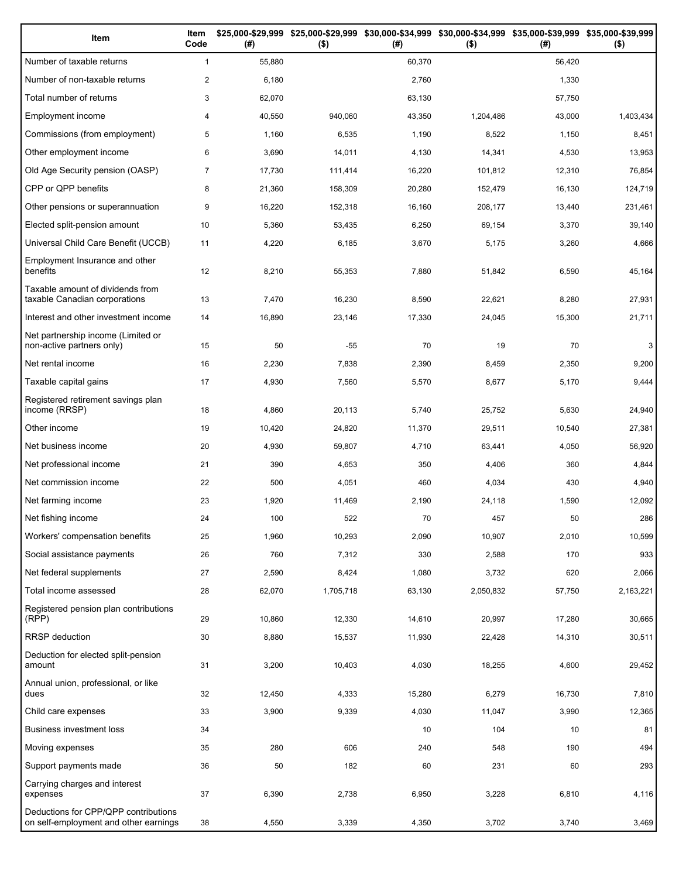| Item | Item Code | $25,000-$29,999 (#) | $25,000-$29,999 ($) | $30,000-$34,999 (#) | $30,000-$34,999 ($) | $35,000-$39,999 (#) | $35,000-$39,999 ($) |
|---|---|---|---|---|---|---|---|
| Number of taxable returns | 1 | 55,880 | | 60,370 | | 56,420 | |
| Number of non-taxable returns | 2 | 6,180 | | 2,760 | | 1,330 | |
| Total number of returns | 3 | 62,070 | | 63,130 | | 57,750 | |
| Employment income | 4 | 40,550 | 940,060 | 43,350 | 1,204,486 | 43,000 | 1,403,434 |
| Commissions (from employment) | 5 | 1,160 | 6,535 | 1,190 | 8,522 | 1,150 | 8,451 |
| Other employment income | 6 | 3,690 | 14,011 | 4,130 | 14,341 | 4,530 | 13,953 |
| Old Age Security pension (OASP) | 7 | 17,730 | 111,414 | 16,220 | 101,812 | 12,310 | 76,854 |
| CPP or QPP benefits | 8 | 21,360 | 158,309 | 20,280 | 152,479 | 16,130 | 124,719 |
| Other pensions or superannuation | 9 | 16,220 | 152,318 | 16,160 | 208,177 | 13,440 | 231,461 |
| Elected split-pension amount | 10 | 5,360 | 53,435 | 6,250 | 69,154 | 3,370 | 39,140 |
| Universal Child Care Benefit (UCCB) | 11 | 4,220 | 6,185 | 3,670 | 5,175 | 3,260 | 4,666 |
| Employment Insurance and other benefits | 12 | 8,210 | 55,353 | 7,880 | 51,842 | 6,590 | 45,164 |
| Taxable amount of dividends from taxable Canadian corporations | 13 | 7,470 | 16,230 | 8,590 | 22,621 | 8,280 | 27,931 |
| Interest and other investment income | 14 | 16,890 | 23,146 | 17,330 | 24,045 | 15,300 | 21,711 |
| Net partnership income (Limited or non-active partners only) | 15 | 50 | -55 | 70 | 19 | 70 | 3 |
| Net rental income | 16 | 2,230 | 7,838 | 2,390 | 8,459 | 2,350 | 9,200 |
| Taxable capital gains | 17 | 4,930 | 7,560 | 5,570 | 8,677 | 5,170 | 9,444 |
| Registered retirement savings plan income (RRSP) | 18 | 4,860 | 20,113 | 5,740 | 25,752 | 5,630 | 24,940 |
| Other income | 19 | 10,420 | 24,820 | 11,370 | 29,511 | 10,540 | 27,381 |
| Net business income | 20 | 4,930 | 59,807 | 4,710 | 63,441 | 4,050 | 56,920 |
| Net professional income | 21 | 390 | 4,653 | 350 | 4,406 | 360 | 4,844 |
| Net commission income | 22 | 500 | 4,051 | 460 | 4,034 | 430 | 4,940 |
| Net farming income | 23 | 1,920 | 11,469 | 2,190 | 24,118 | 1,590 | 12,092 |
| Net fishing income | 24 | 100 | 522 | 70 | 457 | 50 | 286 |
| Workers' compensation benefits | 25 | 1,960 | 10,293 | 2,090 | 10,907 | 2,010 | 10,599 |
| Social assistance payments | 26 | 760 | 7,312 | 330 | 2,588 | 170 | 933 |
| Net federal supplements | 27 | 2,590 | 8,424 | 1,080 | 3,732 | 620 | 2,066 |
| Total income assessed | 28 | 62,070 | 1,705,718 | 63,130 | 2,050,832 | 57,750 | 2,163,221 |
| Registered pension plan contributions (RPP) | 29 | 10,860 | 12,330 | 14,610 | 20,997 | 17,280 | 30,665 |
| RRSP deduction | 30 | 8,880 | 15,537 | 11,930 | 22,428 | 14,310 | 30,511 |
| Deduction for elected split-pension amount | 31 | 3,200 | 10,403 | 4,030 | 18,255 | 4,600 | 29,452 |
| Annual union, professional, or like dues | 32 | 12,450 | 4,333 | 15,280 | 6,279 | 16,730 | 7,810 |
| Child care expenses | 33 | 3,900 | 9,339 | 4,030 | 11,047 | 3,990 | 12,365 |
| Business investment loss | 34 | | | 10 | 104 | 10 | 81 |
| Moving expenses | 35 | 280 | 606 | 240 | 548 | 190 | 494 |
| Support payments made | 36 | 50 | 182 | 60 | 231 | 60 | 293 |
| Carrying charges and interest expenses | 37 | 6,390 | 2,738 | 6,950 | 3,228 | 6,810 | 4,116 |
| Deductions for CPP/QPP contributions on self-employment and other earnings | 38 | 4,550 | 3,339 | 4,350 | 3,702 | 3,740 | 3,469 |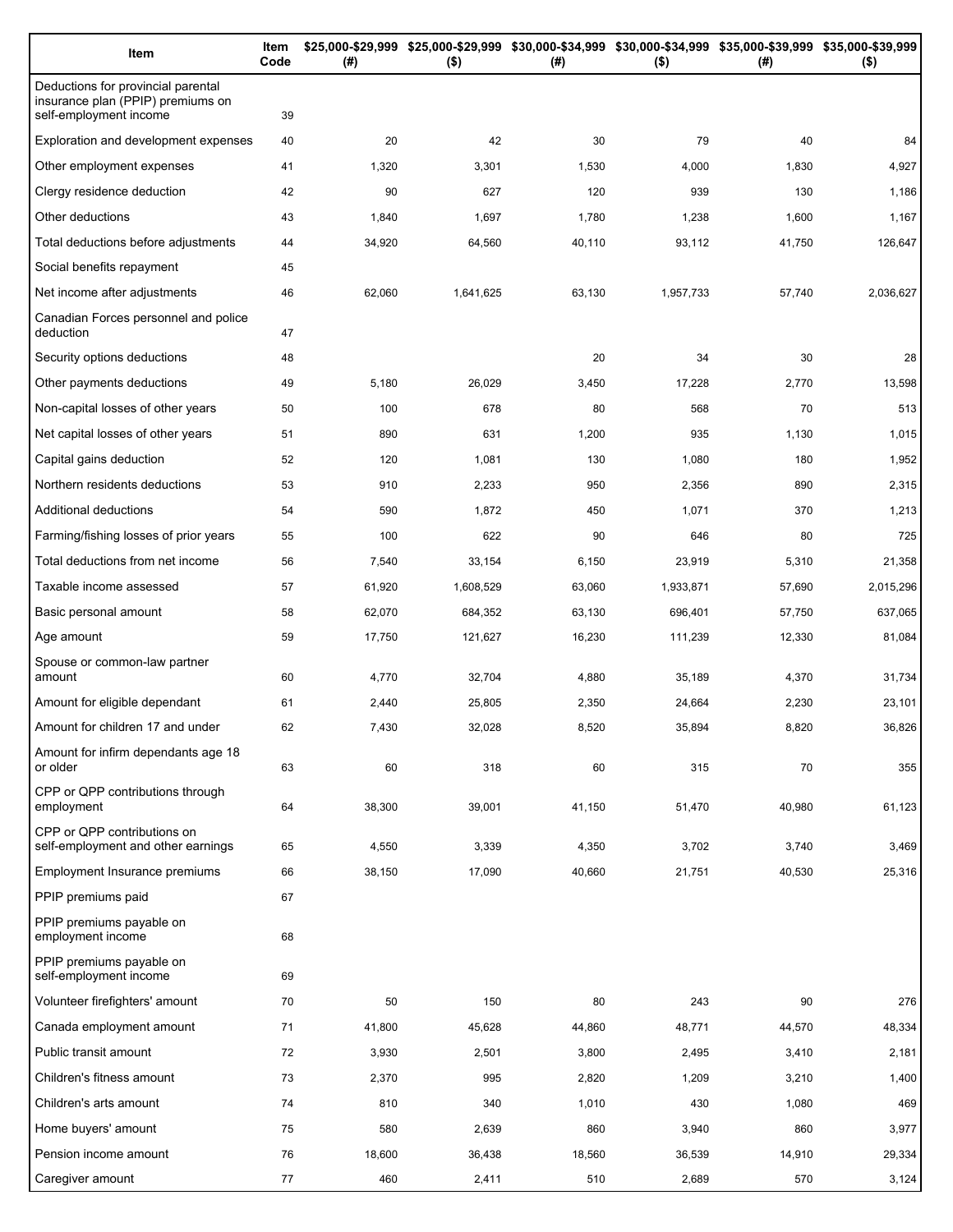| Item | Item Code | $25,000-$29,999 (#) | $25,000-$29,999 ($) | $30,000-$34,999 (#) | $30,000-$34,999 ($) | $35,000-$39,999 (#) | $35,000-$39,999 ($) |
|---|---|---|---|---|---|---|---|
| Deductions for provincial parental insurance plan (PPIP) premiums on self-employment income | 39 | | | | | | |
| Exploration and development expenses | 40 | 20 | 42 | 30 | 79 | 40 | 84 |
| Other employment expenses | 41 | 1,320 | 3,301 | 1,530 | 4,000 | 1,830 | 4,927 |
| Clergy residence deduction | 42 | 90 | 627 | 120 | 939 | 130 | 1,186 |
| Other deductions | 43 | 1,840 | 1,697 | 1,780 | 1,238 | 1,600 | 1,167 |
| Total deductions before adjustments | 44 | 34,920 | 64,560 | 40,110 | 93,112 | 41,750 | 126,647 |
| Social benefits repayment | 45 | | | | | | |
| Net income after adjustments | 46 | 62,060 | 1,641,625 | 63,130 | 1,957,733 | 57,740 | 2,036,627 |
| Canadian Forces personnel and police deduction | 47 | | | | | | |
| Security options deductions | 48 | | | 20 | 34 | 30 | 28 |
| Other payments deductions | 49 | 5,180 | 26,029 | 3,450 | 17,228 | 2,770 | 13,598 |
| Non-capital losses of other years | 50 | 100 | 678 | 80 | 568 | 70 | 513 |
| Net capital losses of other years | 51 | 890 | 631 | 1,200 | 935 | 1,130 | 1,015 |
| Capital gains deduction | 52 | 120 | 1,081 | 130 | 1,080 | 180 | 1,952 |
| Northern residents deductions | 53 | 910 | 2,233 | 950 | 2,356 | 890 | 2,315 |
| Additional deductions | 54 | 590 | 1,872 | 450 | 1,071 | 370 | 1,213 |
| Farming/fishing losses of prior years | 55 | 100 | 622 | 90 | 646 | 80 | 725 |
| Total deductions from net income | 56 | 7,540 | 33,154 | 6,150 | 23,919 | 5,310 | 21,358 |
| Taxable income assessed | 57 | 61,920 | 1,608,529 | 63,060 | 1,933,871 | 57,690 | 2,015,296 |
| Basic personal amount | 58 | 62,070 | 684,352 | 63,130 | 696,401 | 57,750 | 637,065 |
| Age amount | 59 | 17,750 | 121,627 | 16,230 | 111,239 | 12,330 | 81,084 |
| Spouse or common-law partner amount | 60 | 4,770 | 32,704 | 4,880 | 35,189 | 4,370 | 31,734 |
| Amount for eligible dependant | 61 | 2,440 | 25,805 | 2,350 | 24,664 | 2,230 | 23,101 |
| Amount for children 17 and under | 62 | 7,430 | 32,028 | 8,520 | 35,894 | 8,820 | 36,826 |
| Amount for infirm dependants age 18 or older | 63 | 60 | 318 | 60 | 315 | 70 | 355 |
| CPP or QPP contributions through employment | 64 | 38,300 | 39,001 | 41,150 | 51,470 | 40,980 | 61,123 |
| CPP or QPP contributions on self-employment and other earnings | 65 | 4,550 | 3,339 | 4,350 | 3,702 | 3,740 | 3,469 |
| Employment Insurance premiums | 66 | 38,150 | 17,090 | 40,660 | 21,751 | 40,530 | 25,316 |
| PPIP premiums paid | 67 | | | | | | |
| PPIP premiums payable on employment income | 68 | | | | | | |
| PPIP premiums payable on self-employment income | 69 | | | | | | |
| Volunteer firefighters' amount | 70 | 50 | 150 | 80 | 243 | 90 | 276 |
| Canada employment amount | 71 | 41,800 | 45,628 | 44,860 | 48,771 | 44,570 | 48,334 |
| Public transit amount | 72 | 3,930 | 2,501 | 3,800 | 2,495 | 3,410 | 2,181 |
| Children's fitness amount | 73 | 2,370 | 995 | 2,820 | 1,209 | 3,210 | 1,400 |
| Children's arts amount | 74 | 810 | 340 | 1,010 | 430 | 1,080 | 469 |
| Home buyers' amount | 75 | 580 | 2,639 | 860 | 3,940 | 860 | 3,977 |
| Pension income amount | 76 | 18,600 | 36,438 | 18,560 | 36,539 | 14,910 | 29,334 |
| Caregiver amount | 77 | 460 | 2,411 | 510 | 2,689 | 570 | 3,124 |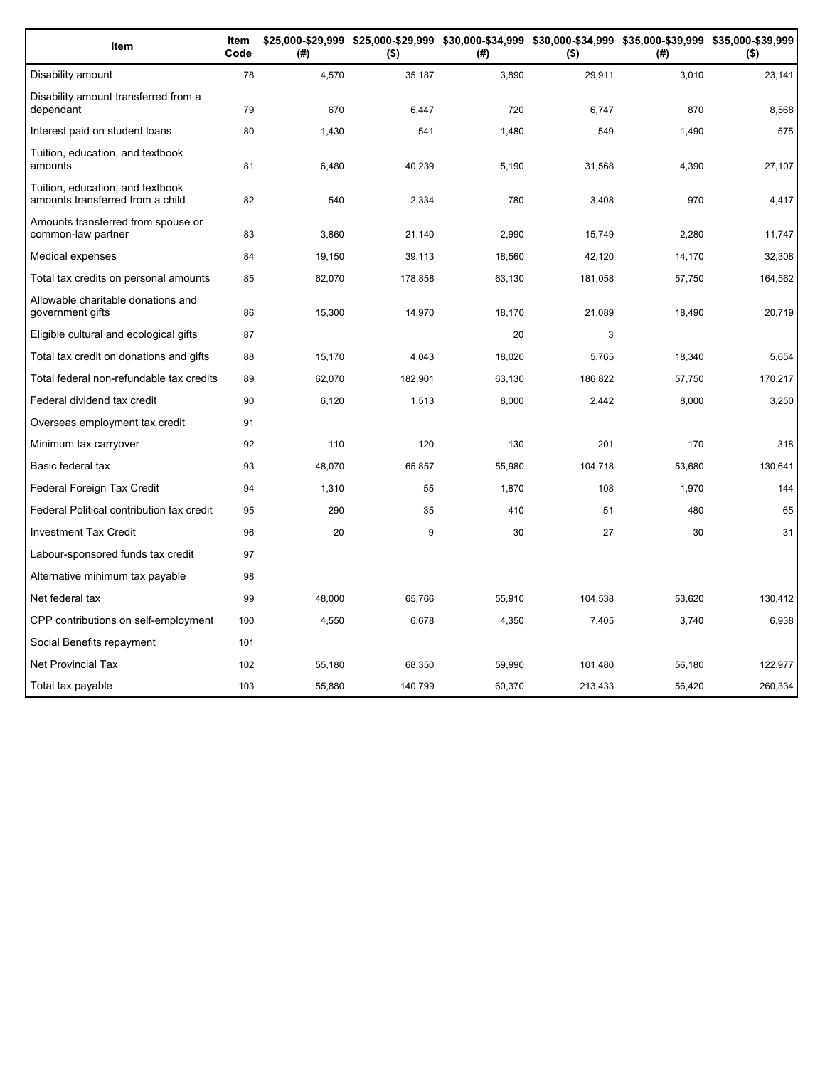| Item | Item Code | $25,000-$29,999 (#) | $25,000-$29,999 ($) | $30,000-$34,999 (#) | $30,000-$34,999 ($) | $35,000-$39,999 (#) | $35,000-$39,999 ($) |
|---|---|---|---|---|---|---|---|
| Disability amount | 78 | 4,570 | 35,187 | 3,890 | 29,911 | 3,010 | 23,141 |
| Disability amount transferred from a dependant | 79 | 670 | 6,447 | 720 | 6,747 | 870 | 8,568 |
| Interest paid on student loans | 80 | 1,430 | 541 | 1,480 | 549 | 1,490 | 575 |
| Tuition, education, and textbook amounts | 81 | 6,480 | 40,239 | 5,190 | 31,568 | 4,390 | 27,107 |
| Tuition, education, and textbook amounts transferred from a child | 82 | 540 | 2,334 | 780 | 3,408 | 970 | 4,417 |
| Amounts transferred from spouse or common-law partner | 83 | 3,860 | 21,140 | 2,990 | 15,749 | 2,280 | 11,747 |
| Medical expenses | 84 | 19,150 | 39,113 | 18,560 | 42,120 | 14,170 | 32,308 |
| Total tax credits on personal amounts | 85 | 62,070 | 178,858 | 63,130 | 181,058 | 57,750 | 164,562 |
| Allowable charitable donations and government gifts | 86 | 15,300 | 14,970 | 18,170 | 21,089 | 18,490 | 20,719 |
| Eligible cultural and ecological gifts | 87 | | | 20 | 3 | | |
| Total tax credit on donations and gifts | 88 | 15,170 | 4,043 | 18,020 | 5,765 | 18,340 | 5,654 |
| Total federal non-refundable tax credits | 89 | 62,070 | 182,901 | 63,130 | 186,822 | 57,750 | 170,217 |
| Federal dividend tax credit | 90 | 6,120 | 1,513 | 8,000 | 2,442 | 8,000 | 3,250 |
| Overseas employment tax credit | 91 | | | | | | |
| Minimum tax carryover | 92 | 110 | 120 | 130 | 201 | 170 | 318 |
| Basic federal tax | 93 | 48,070 | 65,857 | 55,980 | 104,718 | 53,680 | 130,641 |
| Federal Foreign Tax Credit | 94 | 1,310 | 55 | 1,870 | 108 | 1,970 | 144 |
| Federal Political contribution tax credit | 95 | 290 | 35 | 410 | 51 | 480 | 65 |
| Investment Tax Credit | 96 | 20 | 9 | 30 | 27 | 30 | 31 |
| Labour-sponsored funds tax credit | 97 | | | | | | |
| Alternative minimum tax payable | 98 | | | | | | |
| Net federal tax | 99 | 48,000 | 65,766 | 55,910 | 104,538 | 53,620 | 130,412 |
| CPP contributions on self-employment | 100 | 4,550 | 6,678 | 4,350 | 7,405 | 3,740 | 6,938 |
| Social Benefits repayment | 101 | | | | | | |
| Net Provincial Tax | 102 | 55,180 | 68,350 | 59,990 | 101,480 | 56,180 | 122,977 |
| Total tax payable | 103 | 55,880 | 140,799 | 60,370 | 213,433 | 56,420 | 260,334 |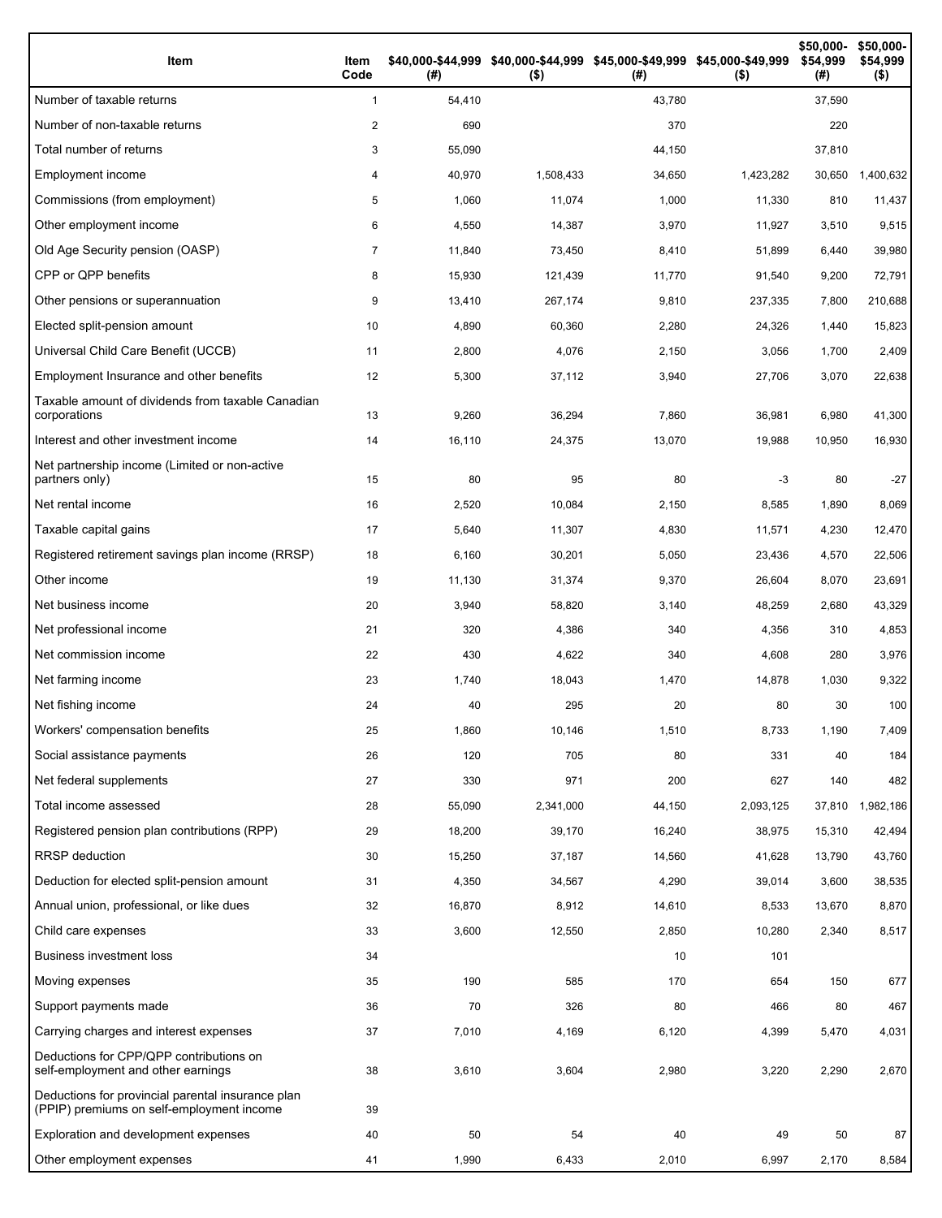| Item | Item Code | $40,000-$44,999 (#) | $40,000-$44,999 ($) | $45,000-$49,999 (#) | $45,000-$49,999 ($) | $50,000-$54,999 (#) | $50,000-$54,999 ($) |
|---|---|---|---|---|---|---|---|
| Number of taxable returns | 1 | 54,410 | | 43,780 | | 37,590 | |
| Number of non-taxable returns | 2 | 690 | | 370 | | 220 | |
| Total number of returns | 3 | 55,090 | | 44,150 | | 37,810 | |
| Employment income | 4 | 40,970 | 1,508,433 | 34,650 | 1,423,282 | 30,650 | 1,400,632 |
| Commissions (from employment) | 5 | 1,060 | 11,074 | 1,000 | 11,330 | 810 | 11,437 |
| Other employment income | 6 | 4,550 | 14,387 | 3,970 | 11,927 | 3,510 | 9,515 |
| Old Age Security pension (OASP) | 7 | 11,840 | 73,450 | 8,410 | 51,899 | 6,440 | 39,980 |
| CPP or QPP benefits | 8 | 15,930 | 121,439 | 11,770 | 91,540 | 9,200 | 72,791 |
| Other pensions or superannuation | 9 | 13,410 | 267,174 | 9,810 | 237,335 | 7,800 | 210,688 |
| Elected split-pension amount | 10 | 4,890 | 60,360 | 2,280 | 24,326 | 1,440 | 15,823 |
| Universal Child Care Benefit (UCCB) | 11 | 2,800 | 4,076 | 2,150 | 3,056 | 1,700 | 2,409 |
| Employment Insurance and other benefits | 12 | 5,300 | 37,112 | 3,940 | 27,706 | 3,070 | 22,638 |
| Taxable amount of dividends from taxable Canadian corporations | 13 | 9,260 | 36,294 | 7,860 | 36,981 | 6,980 | 41,300 |
| Interest and other investment income | 14 | 16,110 | 24,375 | 13,070 | 19,988 | 10,950 | 16,930 |
| Net partnership income (Limited or non-active partners only) | 15 | 80 | 95 | 80 | -3 | 80 | -27 |
| Net rental income | 16 | 2,520 | 10,084 | 2,150 | 8,585 | 1,890 | 8,069 |
| Taxable capital gains | 17 | 5,640 | 11,307 | 4,830 | 11,571 | 4,230 | 12,470 |
| Registered retirement savings plan income (RRSP) | 18 | 6,160 | 30,201 | 5,050 | 23,436 | 4,570 | 22,506 |
| Other income | 19 | 11,130 | 31,374 | 9,370 | 26,604 | 8,070 | 23,691 |
| Net business income | 20 | 3,940 | 58,820 | 3,140 | 48,259 | 2,680 | 43,329 |
| Net professional income | 21 | 320 | 4,386 | 340 | 4,356 | 310 | 4,853 |
| Net commission income | 22 | 430 | 4,622 | 340 | 4,608 | 280 | 3,976 |
| Net farming income | 23 | 1,740 | 18,043 | 1,470 | 14,878 | 1,030 | 9,322 |
| Net fishing income | 24 | 40 | 295 | 20 | 80 | 30 | 100 |
| Workers' compensation benefits | 25 | 1,860 | 10,146 | 1,510 | 8,733 | 1,190 | 7,409 |
| Social assistance payments | 26 | 120 | 705 | 80 | 331 | 40 | 184 |
| Net federal supplements | 27 | 330 | 971 | 200 | 627 | 140 | 482 |
| Total income assessed | 28 | 55,090 | 2,341,000 | 44,150 | 2,093,125 | 37,810 | 1,982,186 |
| Registered pension plan contributions (RPP) | 29 | 18,200 | 39,170 | 16,240 | 38,975 | 15,310 | 42,494 |
| RRSP deduction | 30 | 15,250 | 37,187 | 14,560 | 41,628 | 13,790 | 43,760 |
| Deduction for elected split-pension amount | 31 | 4,350 | 34,567 | 4,290 | 39,014 | 3,600 | 38,535 |
| Annual union, professional, or like dues | 32 | 16,870 | 8,912 | 14,610 | 8,533 | 13,670 | 8,870 |
| Child care expenses | 33 | 3,600 | 12,550 | 2,850 | 10,280 | 2,340 | 8,517 |
| Business investment loss | 34 | | | 10 | 101 | | |
| Moving expenses | 35 | 190 | 585 | 170 | 654 | 150 | 677 |
| Support payments made | 36 | 70 | 326 | 80 | 466 | 80 | 467 |
| Carrying charges and interest expenses | 37 | 7,010 | 4,169 | 6,120 | 4,399 | 5,470 | 4,031 |
| Deductions for CPP/QPP contributions on self-employment and other earnings | 38 | 3,610 | 3,604 | 2,980 | 3,220 | 2,290 | 2,670 |
| Deductions for provincial parental insurance plan (PPIP) premiums on self-employment income | 39 | | | | | | |
| Exploration and development expenses | 40 | 50 | 54 | 40 | 49 | 50 | 87 |
| Other employment expenses | 41 | 1,990 | 6,433 | 2,010 | 6,997 | 2,170 | 8,584 |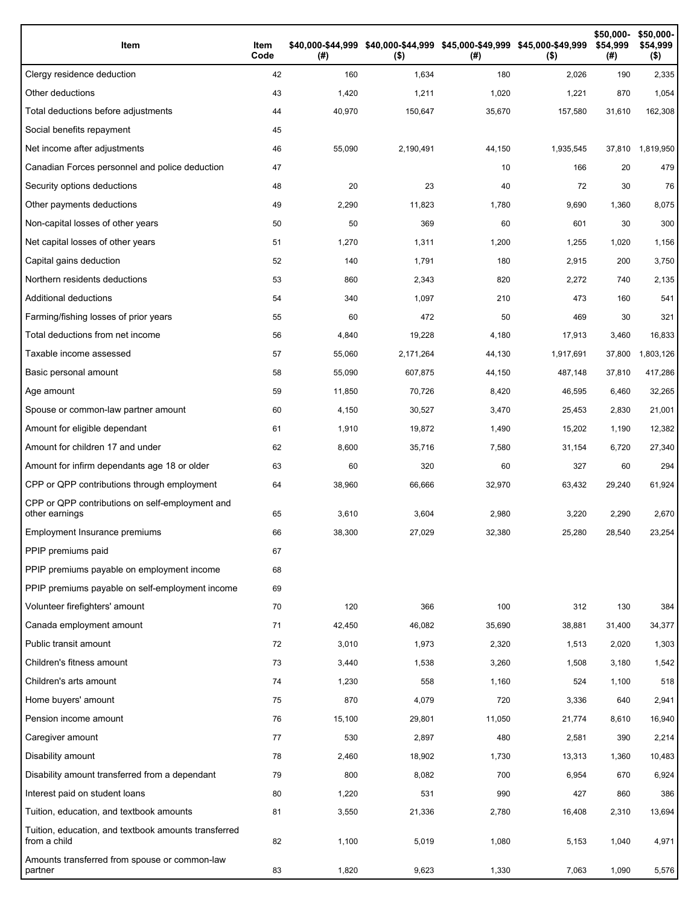| Item | Item Code | $40,000-$44,999 (#) | $40,000-$44,999 ($) | $45,000-$49,999 (#) | $45,000-$49,999 ($) | $50,000-$54,999 (#) | $50,000-$54,999 ($) |
|---|---|---|---|---|---|---|---|
| Clergy residence deduction | 42 | 160 | 1,634 | 180 | 2,026 | 190 | 2,335 |
| Other deductions | 43 | 1,420 | 1,211 | 1,020 | 1,221 | 870 | 1,054 |
| Total deductions before adjustments | 44 | 40,970 | 150,647 | 35,670 | 157,580 | 31,610 | 162,308 |
| Social benefits repayment | 45 | | | | | | |
| Net income after adjustments | 46 | 55,090 | 2,190,491 | 44,150 | 1,935,545 | 37,810 | 1,819,950 |
| Canadian Forces personnel and police deduction | 47 | | | 10 | 166 | 20 | 479 |
| Security options deductions | 48 | 20 | 23 | 40 | 72 | 30 | 76 |
| Other payments deductions | 49 | 2,290 | 11,823 | 1,780 | 9,690 | 1,360 | 8,075 |
| Non-capital losses of other years | 50 | 50 | 369 | 60 | 601 | 30 | 300 |
| Net capital losses of other years | 51 | 1,270 | 1,311 | 1,200 | 1,255 | 1,020 | 1,156 |
| Capital gains deduction | 52 | 140 | 1,791 | 180 | 2,915 | 200 | 3,750 |
| Northern residents deductions | 53 | 860 | 2,343 | 820 | 2,272 | 740 | 2,135 |
| Additional deductions | 54 | 340 | 1,097 | 210 | 473 | 160 | 541 |
| Farming/fishing losses of prior years | 55 | 60 | 472 | 50 | 469 | 30 | 321 |
| Total deductions from net income | 56 | 4,840 | 19,228 | 4,180 | 17,913 | 3,460 | 16,833 |
| Taxable income assessed | 57 | 55,060 | 2,171,264 | 44,130 | 1,917,691 | 37,800 | 1,803,126 |
| Basic personal amount | 58 | 55,090 | 607,875 | 44,150 | 487,148 | 37,810 | 417,286 |
| Age amount | 59 | 11,850 | 70,726 | 8,420 | 46,595 | 6,460 | 32,265 |
| Spouse or common-law partner amount | 60 | 4,150 | 30,527 | 3,470 | 25,453 | 2,830 | 21,001 |
| Amount for eligible dependant | 61 | 1,910 | 19,872 | 1,490 | 15,202 | 1,190 | 12,382 |
| Amount for children 17 and under | 62 | 8,600 | 35,716 | 7,580 | 31,154 | 6,720 | 27,340 |
| Amount for infirm dependants age 18 or older | 63 | 60 | 320 | 60 | 327 | 60 | 294 |
| CPP or QPP contributions through employment | 64 | 38,960 | 66,666 | 32,970 | 63,432 | 29,240 | 61,924 |
| CPP or QPP contributions on self-employment and other earnings | 65 | 3,610 | 3,604 | 2,980 | 3,220 | 2,290 | 2,670 |
| Employment Insurance premiums | 66 | 38,300 | 27,029 | 32,380 | 25,280 | 28,540 | 23,254 |
| PPIP premiums paid | 67 | | | | | | |
| PPIP premiums payable on employment income | 68 | | | | | | |
| PPIP premiums payable on self-employment income | 69 | | | | | | |
| Volunteer firefighters' amount | 70 | 120 | 366 | 100 | 312 | 130 | 384 |
| Canada employment amount | 71 | 42,450 | 46,082 | 35,690 | 38,881 | 31,400 | 34,377 |
| Public transit amount | 72 | 3,010 | 1,973 | 2,320 | 1,513 | 2,020 | 1,303 |
| Children's fitness amount | 73 | 3,440 | 1,538 | 3,260 | 1,508 | 3,180 | 1,542 |
| Children's arts amount | 74 | 1,230 | 558 | 1,160 | 524 | 1,100 | 518 |
| Home buyers' amount | 75 | 870 | 4,079 | 720 | 3,336 | 640 | 2,941 |
| Pension income amount | 76 | 15,100 | 29,801 | 11,050 | 21,774 | 8,610 | 16,940 |
| Caregiver amount | 77 | 530 | 2,897 | 480 | 2,581 | 390 | 2,214 |
| Disability amount | 78 | 2,460 | 18,902 | 1,730 | 13,313 | 1,360 | 10,483 |
| Disability amount transferred from a dependant | 79 | 800 | 8,082 | 700 | 6,954 | 670 | 6,924 |
| Interest paid on student loans | 80 | 1,220 | 531 | 990 | 427 | 860 | 386 |
| Tuition, education, and textbook amounts | 81 | 3,550 | 21,336 | 2,780 | 16,408 | 2,310 | 13,694 |
| Tuition, education, and textbook amounts transferred from a child | 82 | 1,100 | 5,019 | 1,080 | 5,153 | 1,040 | 4,971 |
| Amounts transferred from spouse or common-law partner | 83 | 1,820 | 9,623 | 1,330 | 7,063 | 1,090 | 5,576 |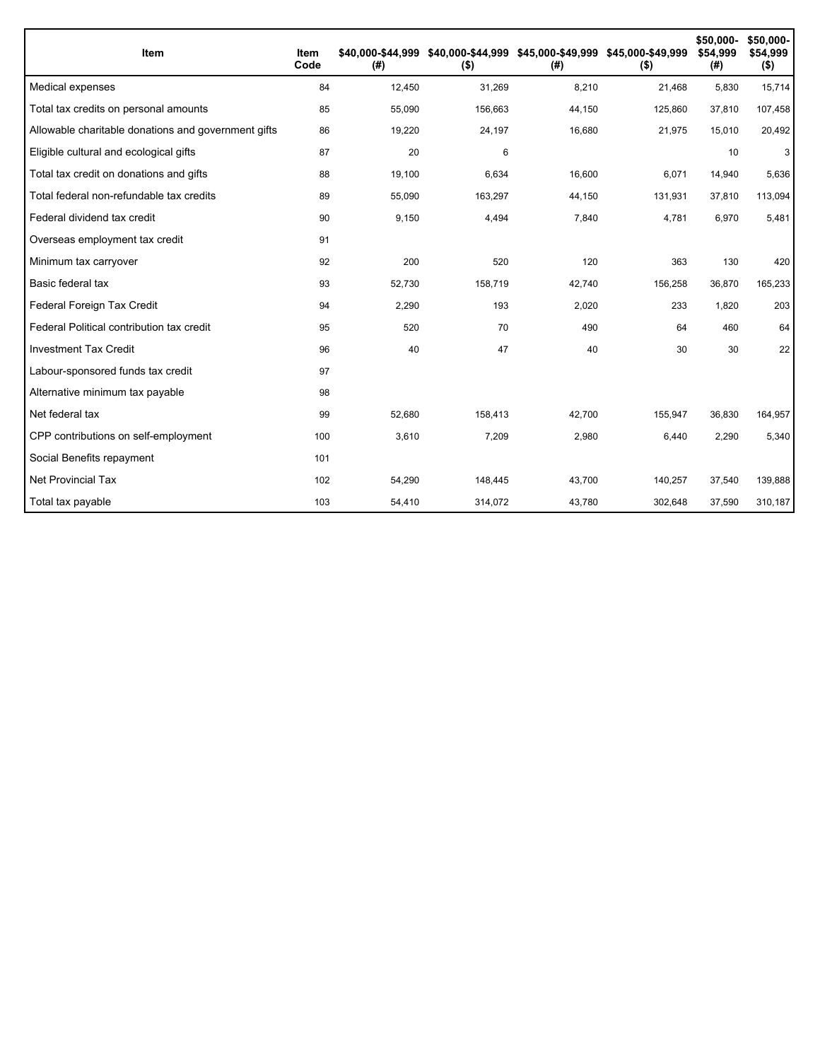| Item | Item Code | $40,000-$44,999 (#) | $40,000-$44,999 ($) | $45,000-$49,999 (#) | $45,000-$49,999 ($) | $50,000-$54,999 (#) | $50,000-$54,999 ($) |
|---|---|---|---|---|---|---|---|
| Medical expenses | 84 | 12,450 | 31,269 | 8,210 | 21,468 | 5,830 | 15,714 |
| Total tax credits on personal amounts | 85 | 55,090 | 156,663 | 44,150 | 125,860 | 37,810 | 107,458 |
| Allowable charitable donations and government gifts | 86 | 19,220 | 24,197 | 16,680 | 21,975 | 15,010 | 20,492 |
| Eligible cultural and ecological gifts | 87 | 20 | 6 | | | 10 | 3 |
| Total tax credit on donations and gifts | 88 | 19,100 | 6,634 | 16,600 | 6,071 | 14,940 | 5,636 |
| Total federal non-refundable tax credits | 89 | 55,090 | 163,297 | 44,150 | 131,931 | 37,810 | 113,094 |
| Federal dividend tax credit | 90 | 9,150 | 4,494 | 7,840 | 4,781 | 6,970 | 5,481 |
| Overseas employment tax credit | 91 | | | | | | |
| Minimum tax carryover | 92 | 200 | 520 | 120 | 363 | 130 | 420 |
| Basic federal tax | 93 | 52,730 | 158,719 | 42,740 | 156,258 | 36,870 | 165,233 |
| Federal Foreign Tax Credit | 94 | 2,290 | 193 | 2,020 | 233 | 1,820 | 203 |
| Federal Political contribution tax credit | 95 | 520 | 70 | 490 | 64 | 460 | 64 |
| Investment Tax Credit | 96 | 40 | 47 | 40 | 30 | 30 | 22 |
| Labour-sponsored funds tax credit | 97 | | | | | | |
| Alternative minimum tax payable | 98 | | | | | | |
| Net federal tax | 99 | 52,680 | 158,413 | 42,700 | 155,947 | 36,830 | 164,957 |
| CPP contributions on self-employment | 100 | 3,610 | 7,209 | 2,980 | 6,440 | 2,290 | 5,340 |
| Social Benefits repayment | 101 | | | | | | |
| Net Provincial Tax | 102 | 54,290 | 148,445 | 43,700 | 140,257 | 37,540 | 139,888 |
| Total tax payable | 103 | 54,410 | 314,072 | 43,780 | 302,648 | 37,590 | 310,187 |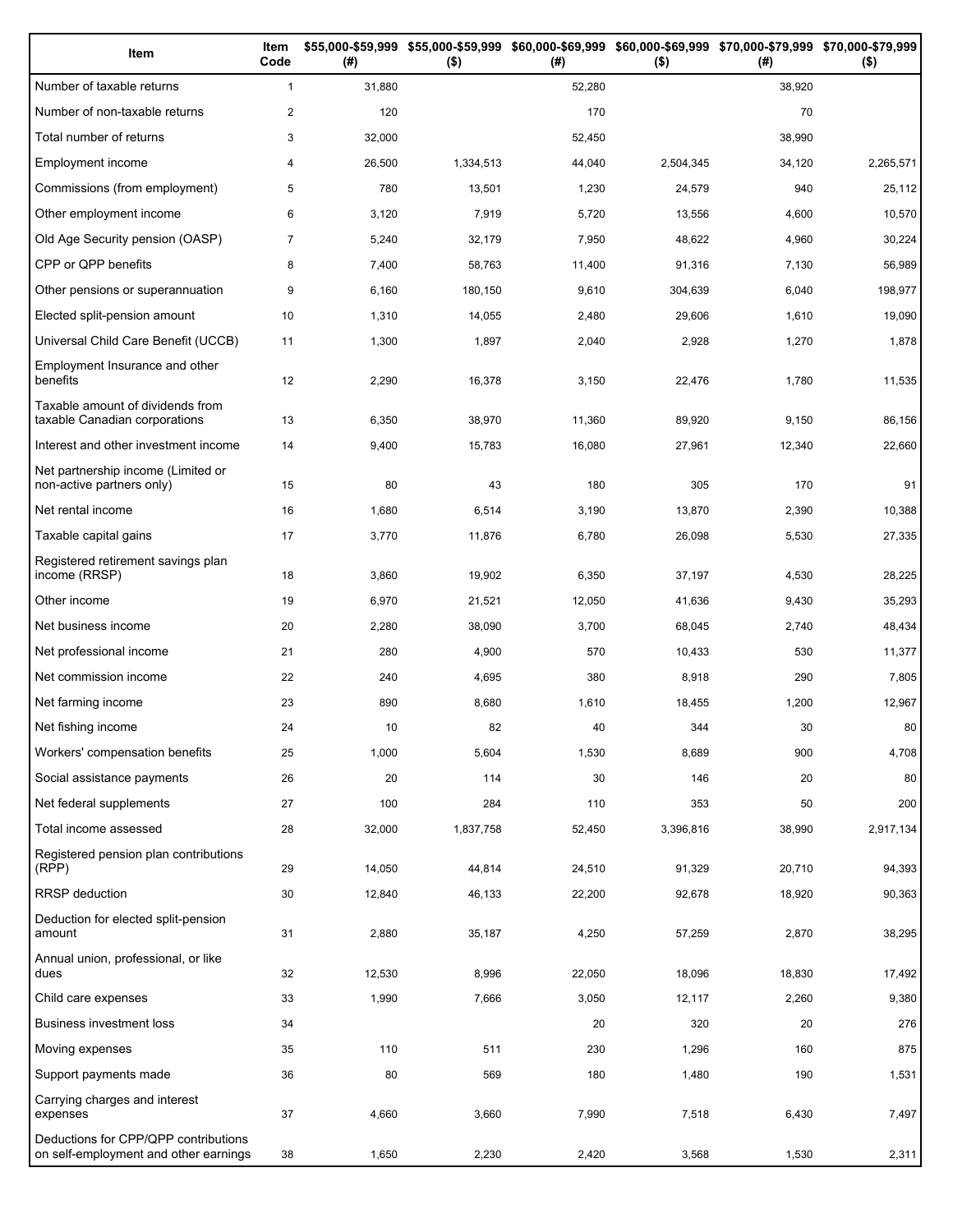| Item | Item Code | $55,000-$59,999 (#) | $55,000-$59,999 ($) | $60,000-$69,999 (#) | $60,000-$69,999 ($) | $70,000-$79,999 (#) | $70,000-$79,999 ($) |
|---|---|---|---|---|---|---|---|
| Number of taxable returns | 1 | 31,880 | | 52,280 | | 38,920 | |
| Number of non-taxable returns | 2 | 120 | | 170 | | 70 | |
| Total number of returns | 3 | 32,000 | | 52,450 | | 38,990 | |
| Employment income | 4 | 26,500 | 1,334,513 | 44,040 | 2,504,345 | 34,120 | 2,265,571 |
| Commissions (from employment) | 5 | 780 | 13,501 | 1,230 | 24,579 | 940 | 25,112 |
| Other employment income | 6 | 3,120 | 7,919 | 5,720 | 13,556 | 4,600 | 10,570 |
| Old Age Security pension (OASP) | 7 | 5,240 | 32,179 | 7,950 | 48,622 | 4,960 | 30,224 |
| CPP or QPP benefits | 8 | 7,400 | 58,763 | 11,400 | 91,316 | 7,130 | 56,989 |
| Other pensions or superannuation | 9 | 6,160 | 180,150 | 9,610 | 304,639 | 6,040 | 198,977 |
| Elected split-pension amount | 10 | 1,310 | 14,055 | 2,480 | 29,606 | 1,610 | 19,090 |
| Universal Child Care Benefit (UCCB) | 11 | 1,300 | 1,897 | 2,040 | 2,928 | 1,270 | 1,878 |
| Employment Insurance and other benefits | 12 | 2,290 | 16,378 | 3,150 | 22,476 | 1,780 | 11,535 |
| Taxable amount of dividends from taxable Canadian corporations | 13 | 6,350 | 38,970 | 11,360 | 89,920 | 9,150 | 86,156 |
| Interest and other investment income | 14 | 9,400 | 15,783 | 16,080 | 27,961 | 12,340 | 22,660 |
| Net partnership income (Limited or non-active partners only) | 15 | 80 | 43 | 180 | 305 | 170 | 91 |
| Net rental income | 16 | 1,680 | 6,514 | 3,190 | 13,870 | 2,390 | 10,388 |
| Taxable capital gains | 17 | 3,770 | 11,876 | 6,780 | 26,098 | 5,530 | 27,335 |
| Registered retirement savings plan income (RRSP) | 18 | 3,860 | 19,902 | 6,350 | 37,197 | 4,530 | 28,225 |
| Other income | 19 | 6,970 | 21,521 | 12,050 | 41,636 | 9,430 | 35,293 |
| Net business income | 20 | 2,280 | 38,090 | 3,700 | 68,045 | 2,740 | 48,434 |
| Net professional income | 21 | 280 | 4,900 | 570 | 10,433 | 530 | 11,377 |
| Net commission income | 22 | 240 | 4,695 | 380 | 8,918 | 290 | 7,805 |
| Net farming income | 23 | 890 | 8,680 | 1,610 | 18,455 | 1,200 | 12,967 |
| Net fishing income | 24 | 10 | 82 | 40 | 344 | 30 | 80 |
| Workers' compensation benefits | 25 | 1,000 | 5,604 | 1,530 | 8,689 | 900 | 4,708 |
| Social assistance payments | 26 | 20 | 114 | 30 | 146 | 20 | 80 |
| Net federal supplements | 27 | 100 | 284 | 110 | 353 | 50 | 200 |
| Total income assessed | 28 | 32,000 | 1,837,758 | 52,450 | 3,396,816 | 38,990 | 2,917,134 |
| Registered pension plan contributions (RPP) | 29 | 14,050 | 44,814 | 24,510 | 91,329 | 20,710 | 94,393 |
| RRSP deduction | 30 | 12,840 | 46,133 | 22,200 | 92,678 | 18,920 | 90,363 |
| Deduction for elected split-pension amount | 31 | 2,880 | 35,187 | 4,250 | 57,259 | 2,870 | 38,295 |
| Annual union, professional, or like dues | 32 | 12,530 | 8,996 | 22,050 | 18,096 | 18,830 | 17,492 |
| Child care expenses | 33 | 1,990 | 7,666 | 3,050 | 12,117 | 2,260 | 9,380 |
| Business investment loss | 34 | | | 20 | 320 | 20 | 276 |
| Moving expenses | 35 | 110 | 511 | 230 | 1,296 | 160 | 875 |
| Support payments made | 36 | 80 | 569 | 180 | 1,480 | 190 | 1,531 |
| Carrying charges and interest expenses | 37 | 4,660 | 3,660 | 7,990 | 7,518 | 6,430 | 7,497 |
| Deductions for CPP/QPP contributions on self-employment and other earnings | 38 | 1,650 | 2,230 | 2,420 | 3,568 | 1,530 | 2,311 |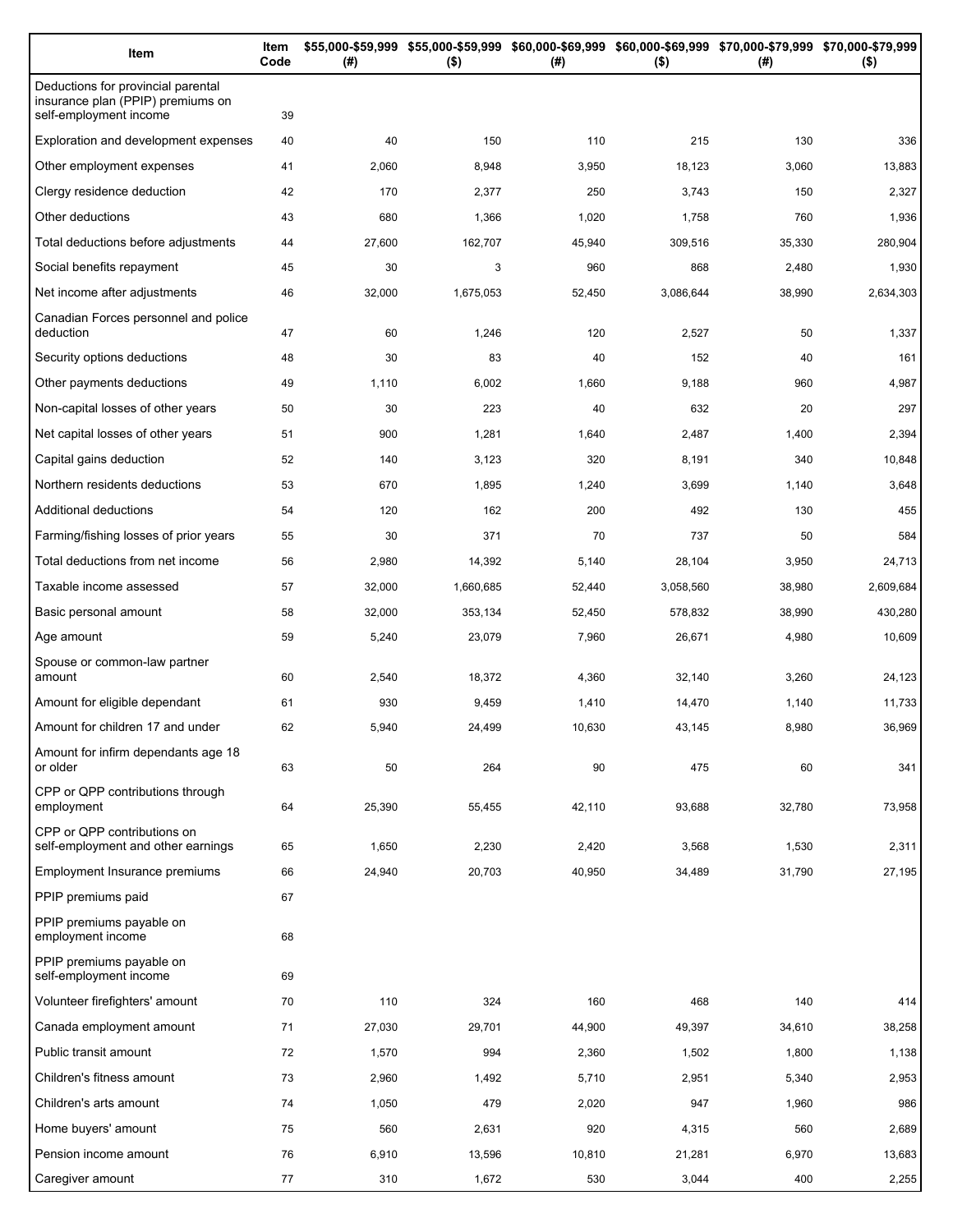| Item | Item Code | $55,000-$59,999 (#) | $55,000-$59,999 ($) | $60,000-$69,999 (#) | $60,000-$69,999 ($) | $70,000-$79,999 (#) | $70,000-$79,999 ($) |
|---|---|---|---|---|---|---|---|
| Deductions for provincial parental insurance plan (PPIP) premiums on self-employment income | 39 | | | | | | |
| Exploration and development expenses | 40 | 40 | 150 | 110 | 215 | 130 | 336 |
| Other employment expenses | 41 | 2,060 | 8,948 | 3,950 | 18,123 | 3,060 | 13,883 |
| Clergy residence deduction | 42 | 170 | 2,377 | 250 | 3,743 | 150 | 2,327 |
| Other deductions | 43 | 680 | 1,366 | 1,020 | 1,758 | 760 | 1,936 |
| Total deductions before adjustments | 44 | 27,600 | 162,707 | 45,940 | 309,516 | 35,330 | 280,904 |
| Social benefits repayment | 45 | 30 | 3 | 960 | 868 | 2,480 | 1,930 |
| Net income after adjustments | 46 | 32,000 | 1,675,053 | 52,450 | 3,086,644 | 38,990 | 2,634,303 |
| Canadian Forces personnel and police deduction | 47 | 60 | 1,246 | 120 | 2,527 | 50 | 1,337 |
| Security options deductions | 48 | 30 | 83 | 40 | 152 | 40 | 161 |
| Other payments deductions | 49 | 1,110 | 6,002 | 1,660 | 9,188 | 960 | 4,987 |
| Non-capital losses of other years | 50 | 30 | 223 | 40 | 632 | 20 | 297 |
| Net capital losses of other years | 51 | 900 | 1,281 | 1,640 | 2,487 | 1,400 | 2,394 |
| Capital gains deduction | 52 | 140 | 3,123 | 320 | 8,191 | 340 | 10,848 |
| Northern residents deductions | 53 | 670 | 1,895 | 1,240 | 3,699 | 1,140 | 3,648 |
| Additional deductions | 54 | 120 | 162 | 200 | 492 | 130 | 455 |
| Farming/fishing losses of prior years | 55 | 30 | 371 | 70 | 737 | 50 | 584 |
| Total deductions from net income | 56 | 2,980 | 14,392 | 5,140 | 28,104 | 3,950 | 24,713 |
| Taxable income assessed | 57 | 32,000 | 1,660,685 | 52,440 | 3,058,560 | 38,980 | 2,609,684 |
| Basic personal amount | 58 | 32,000 | 353,134 | 52,450 | 578,832 | 38,990 | 430,280 |
| Age amount | 59 | 5,240 | 23,079 | 7,960 | 26,671 | 4,980 | 10,609 |
| Spouse or common-law partner amount | 60 | 2,540 | 18,372 | 4,360 | 32,140 | 3,260 | 24,123 |
| Amount for eligible dependant | 61 | 930 | 9,459 | 1,410 | 14,470 | 1,140 | 11,733 |
| Amount for children 17 and under | 62 | 5,940 | 24,499 | 10,630 | 43,145 | 8,980 | 36,969 |
| Amount for infirm dependants age 18 or older | 63 | 50 | 264 | 90 | 475 | 60 | 341 |
| CPP or QPP contributions through employment | 64 | 25,390 | 55,455 | 42,110 | 93,688 | 32,780 | 73,958 |
| CPP or QPP contributions on self-employment and other earnings | 65 | 1,650 | 2,230 | 2,420 | 3,568 | 1,530 | 2,311 |
| Employment Insurance premiums | 66 | 24,940 | 20,703 | 40,950 | 34,489 | 31,790 | 27,195 |
| PPIP premiums paid | 67 | | | | | | |
| PPIP premiums payable on employment income | 68 | | | | | | |
| PPIP premiums payable on self-employment income | 69 | | | | | | |
| Volunteer firefighters' amount | 70 | 110 | 324 | 160 | 468 | 140 | 414 |
| Canada employment amount | 71 | 27,030 | 29,701 | 44,900 | 49,397 | 34,610 | 38,258 |
| Public transit amount | 72 | 1,570 | 994 | 2,360 | 1,502 | 1,800 | 1,138 |
| Children's fitness amount | 73 | 2,960 | 1,492 | 5,710 | 2,951 | 5,340 | 2,953 |
| Children's arts amount | 74 | 1,050 | 479 | 2,020 | 947 | 1,960 | 986 |
| Home buyers' amount | 75 | 560 | 2,631 | 920 | 4,315 | 560 | 2,689 |
| Pension income amount | 76 | 6,910 | 13,596 | 10,810 | 21,281 | 6,970 | 13,683 |
| Caregiver amount | 77 | 310 | 1,672 | 530 | 3,044 | 400 | 2,255 |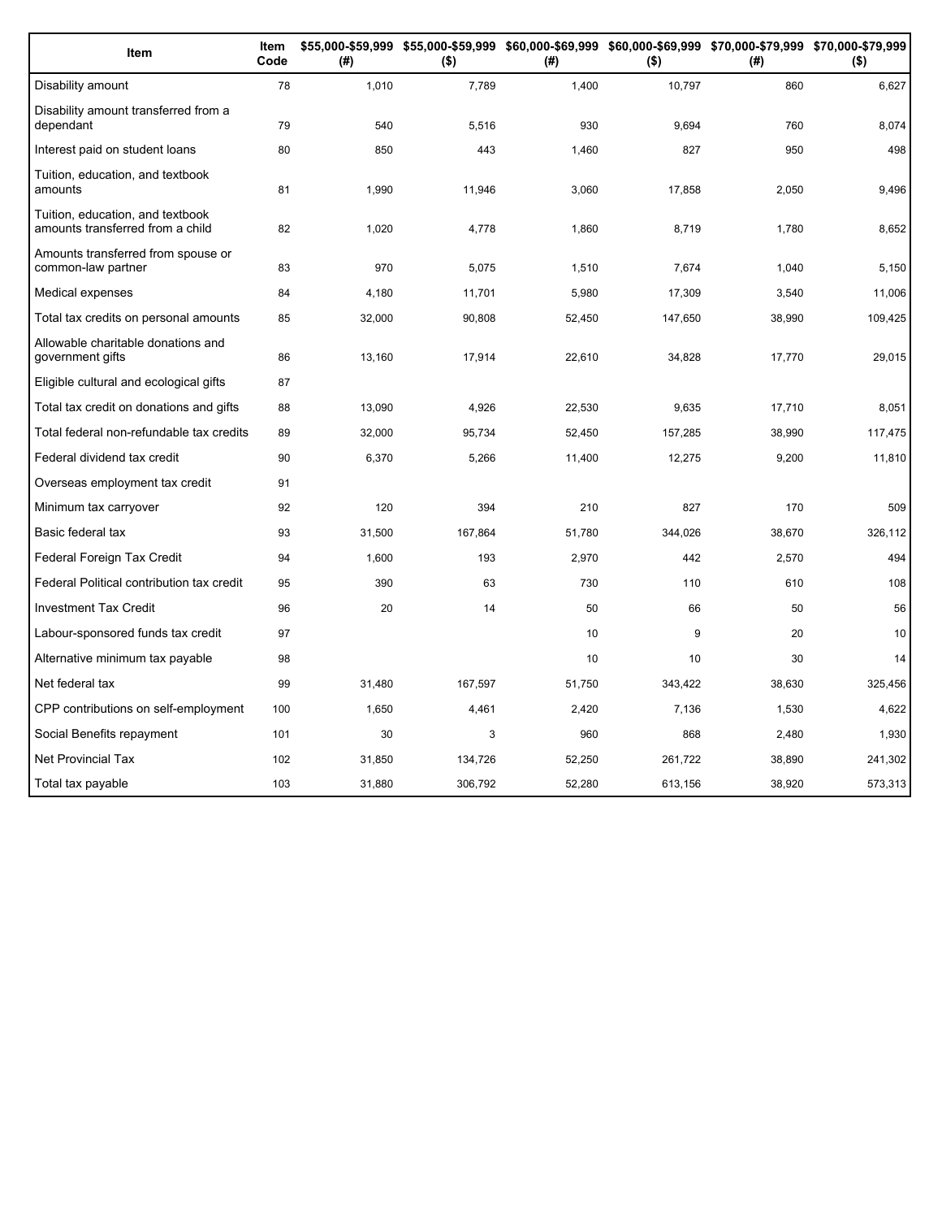| Item | Item Code | $55,000-$59,999 (#) | $55,000-$59,999 ($) | $60,000-$69,999 (#) | $60,000-$69,999 ($) | $70,000-$79,999 (#) | $70,000-$79,999 ($) |
|---|---|---|---|---|---|---|---|
| Disability amount | 78 | 1,010 | 7,789 | 1,400 | 10,797 | 860 | 6,627 |
| Disability amount transferred from a dependant | 79 | 540 | 5,516 | 930 | 9,694 | 760 | 8,074 |
| Interest paid on student loans | 80 | 850 | 443 | 1,460 | 827 | 950 | 498 |
| Tuition, education, and textbook amounts | 81 | 1,990 | 11,946 | 3,060 | 17,858 | 2,050 | 9,496 |
| Tuition, education, and textbook amounts transferred from a child | 82 | 1,020 | 4,778 | 1,860 | 8,719 | 1,780 | 8,652 |
| Amounts transferred from spouse or common-law partner | 83 | 970 | 5,075 | 1,510 | 7,674 | 1,040 | 5,150 |
| Medical expenses | 84 | 4,180 | 11,701 | 5,980 | 17,309 | 3,540 | 11,006 |
| Total tax credits on personal amounts | 85 | 32,000 | 90,808 | 52,450 | 147,650 | 38,990 | 109,425 |
| Allowable charitable donations and government gifts | 86 | 13,160 | 17,914 | 22,610 | 34,828 | 17,770 | 29,015 |
| Eligible cultural and ecological gifts | 87 | | | | | | |
| Total tax credit on donations and gifts | 88 | 13,090 | 4,926 | 22,530 | 9,635 | 17,710 | 8,051 |
| Total federal non-refundable tax credits | 89 | 32,000 | 95,734 | 52,450 | 157,285 | 38,990 | 117,475 |
| Federal dividend tax credit | 90 | 6,370 | 5,266 | 11,400 | 12,275 | 9,200 | 11,810 |
| Overseas employment tax credit | 91 | | | | | | |
| Minimum tax carryover | 92 | 120 | 394 | 210 | 827 | 170 | 509 |
| Basic federal tax | 93 | 31,500 | 167,864 | 51,780 | 344,026 | 38,670 | 326,112 |
| Federal Foreign Tax Credit | 94 | 1,600 | 193 | 2,970 | 442 | 2,570 | 494 |
| Federal Political contribution tax credit | 95 | 390 | 63 | 730 | 110 | 610 | 108 |
| Investment Tax Credit | 96 | 20 | 14 | 50 | 66 | 50 | 56 |
| Labour-sponsored funds tax credit | 97 | | | 10 | 9 | 20 | 10 |
| Alternative minimum tax payable | 98 | | | 10 | 10 | 30 | 14 |
| Net federal tax | 99 | 31,480 | 167,597 | 51,750 | 343,422 | 38,630 | 325,456 |
| CPP contributions on self-employment | 100 | 1,650 | 4,461 | 2,420 | 7,136 | 1,530 | 4,622 |
| Social Benefits repayment | 101 | 30 | 3 | 960 | 868 | 2,480 | 1,930 |
| Net Provincial Tax | 102 | 31,850 | 134,726 | 52,250 | 261,722 | 38,890 | 241,302 |
| Total tax payable | 103 | 31,880 | 306,792 | 52,280 | 613,156 | 38,920 | 573,313 |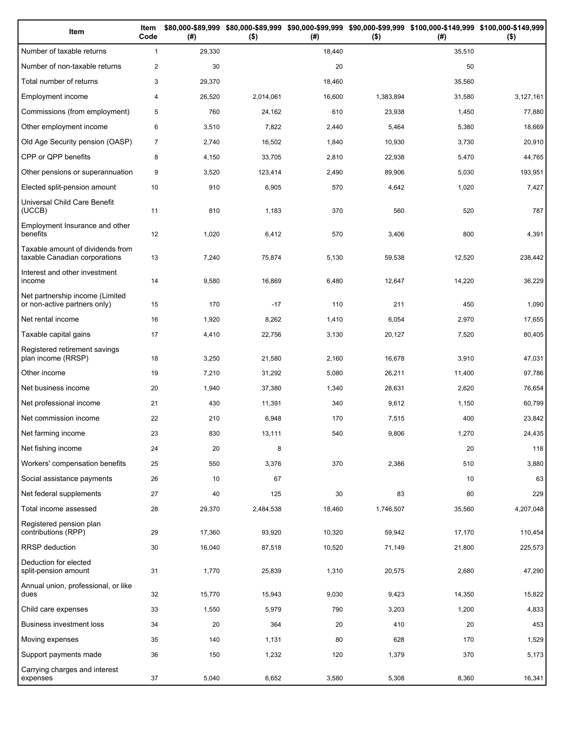| Item | Item Code | $80,000-$89,999 (#) | $80,000-$89,999 ($) | $90,000-$99,999 (#) | $90,000-$99,999 ($) | $100,000-$149,999 (#) | $100,000-$149,999 ($) |
|---|---|---|---|---|---|---|---|
| Number of taxable returns | 1 | 29,330 | | 18,440 | | 35,510 | |
| Number of non-taxable returns | 2 | 30 | | 20 | | 50 | |
| Total number of returns | 3 | 29,370 | | 18,460 | | 35,560 | |
| Employment income | 4 | 26,520 | 2,014,061 | 16,600 | 1,383,894 | 31,580 | 3,127,161 |
| Commissions (from employment) | 5 | 760 | 24,162 | 610 | 23,938 | 1,450 | 77,880 |
| Other employment income | 6 | 3,510 | 7,822 | 2,440 | 5,464 | 5,380 | 18,669 |
| Old Age Security pension (OASP) | 7 | 2,740 | 16,502 | 1,840 | 10,930 | 3,730 | 20,910 |
| CPP or QPP benefits | 8 | 4,150 | 33,705 | 2,810 | 22,938 | 5,470 | 44,765 |
| Other pensions or superannuation | 9 | 3,520 | 123,414 | 2,490 | 89,906 | 5,030 | 193,951 |
| Elected split-pension amount | 10 | 910 | 6,905 | 570 | 4,642 | 1,020 | 7,427 |
| Universal Child Care Benefit (UCCB) | 11 | 810 | 1,183 | 370 | 560 | 520 | 787 |
| Employment Insurance and other benefits | 12 | 1,020 | 6,412 | 570 | 3,406 | 800 | 4,391 |
| Taxable amount of dividends from taxable Canadian corporations | 13 | 7,240 | 75,874 | 5,130 | 59,538 | 12,520 | 238,442 |
| Interest and other investment income | 14 | 9,580 | 16,869 | 6,480 | 12,647 | 14,220 | 36,229 |
| Net partnership income (Limited or non-active partners only) | 15 | 170 | -17 | 110 | 211 | 450 | 1,090 |
| Net rental income | 16 | 1,920 | 8,262 | 1,410 | 6,054 | 2,970 | 17,655 |
| Taxable capital gains | 17 | 4,410 | 22,756 | 3,130 | 20,127 | 7,520 | 80,405 |
| Registered retirement savings plan income (RRSP) | 18 | 3,250 | 21,580 | 2,160 | 16,678 | 3,910 | 47,031 |
| Other income | 19 | 7,210 | 31,292 | 5,080 | 26,211 | 11,400 | 97,786 |
| Net business income | 20 | 1,940 | 37,380 | 1,340 | 28,631 | 2,620 | 76,654 |
| Net professional income | 21 | 430 | 11,391 | 340 | 9,612 | 1,150 | 60,799 |
| Net commission income | 22 | 210 | 6,948 | 170 | 7,515 | 400 | 23,842 |
| Net farming income | 23 | 830 | 13,111 | 540 | 9,806 | 1,270 | 24,435 |
| Net fishing income | 24 | 20 | 8 | | | 20 | 118 |
| Workers' compensation benefits | 25 | 550 | 3,376 | 370 | 2,386 | 510 | 3,880 |
| Social assistance payments | 26 | 10 | 67 | | | 10 | 63 |
| Net federal supplements | 27 | 40 | 125 | 30 | 83 | 80 | 229 |
| Total income assessed | 28 | 29,370 | 2,484,538 | 18,460 | 1,746,507 | 35,560 | 4,207,048 |
| Registered pension plan contributions (RPP) | 29 | 17,360 | 93,920 | 10,320 | 59,942 | 17,170 | 110,454 |
| RRSP deduction | 30 | 16,040 | 87,518 | 10,520 | 71,149 | 21,800 | 225,573 |
| Deduction for elected split-pension amount | 31 | 1,770 | 25,839 | 1,310 | 20,575 | 2,680 | 47,290 |
| Annual union, professional, or like dues | 32 | 15,770 | 15,943 | 9,030 | 9,423 | 14,350 | 15,822 |
| Child care expenses | 33 | 1,550 | 5,979 | 790 | 3,203 | 1,200 | 4,833 |
| Business investment loss | 34 | 20 | 364 | 20 | 410 | 20 | 453 |
| Moving expenses | 35 | 140 | 1,131 | 80 | 628 | 170 | 1,529 |
| Support payments made | 36 | 150 | 1,232 | 120 | 1,379 | 370 | 5,173 |
| Carrying charges and interest expenses | 37 | 5,040 | 6,652 | 3,580 | 5,308 | 8,360 | 16,341 |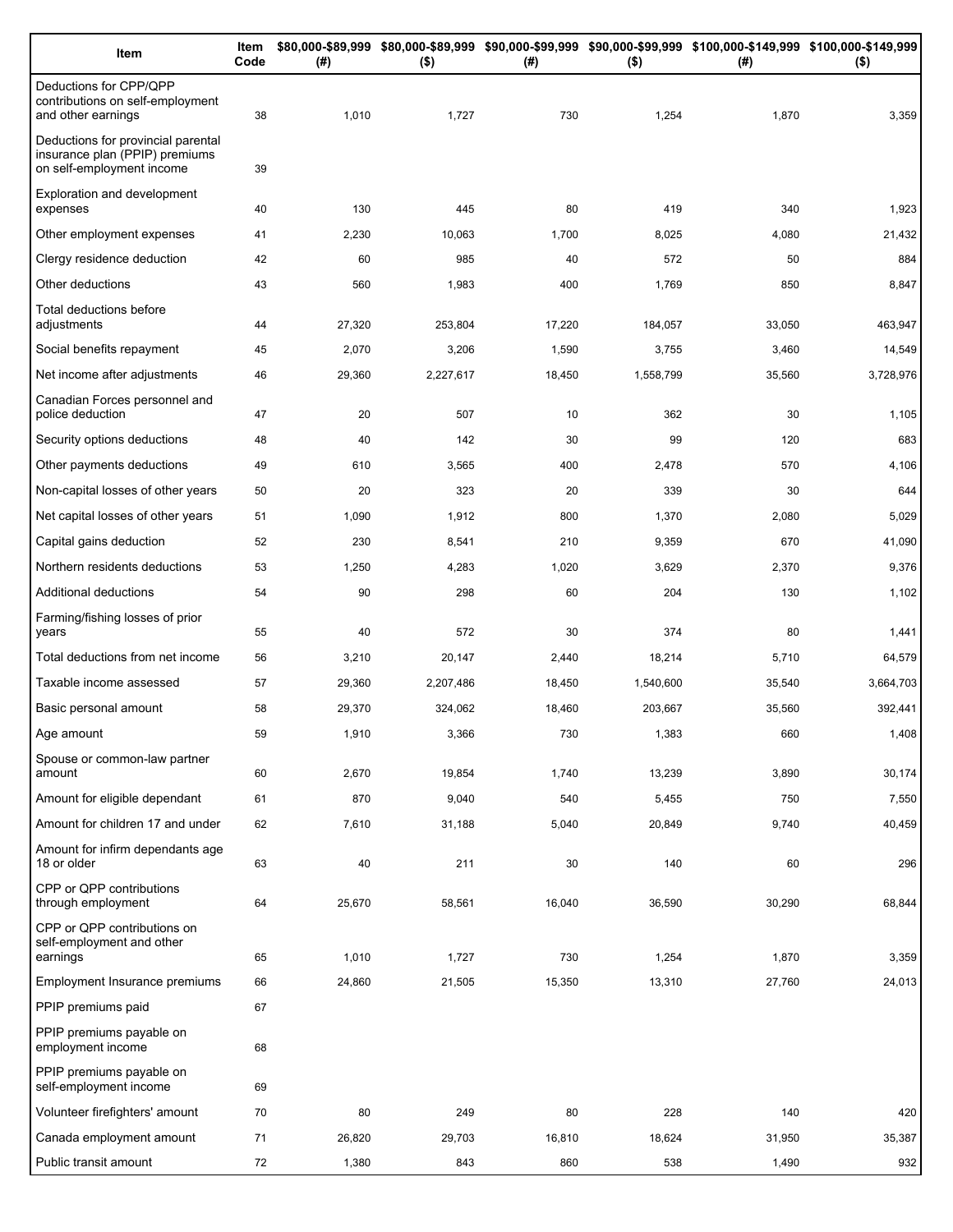| Item | Item Code | $80,000-$89,999 (#) | $80,000-$89,999 ($) | $90,000-$99,999 (#) | $90,000-$99,999 ($) | $100,000-$149,999 (#) | $100,000-$149,999 ($) |
|---|---|---|---|---|---|---|---|
| Deductions for CPP/QPP contributions on self-employment and other earnings | 38 | 1,010 | 1,727 | 730 | 1,254 | 1,870 | 3,359 |
| Deductions for provincial parental insurance plan (PPIP) premiums on self-employment income | 39 | | | | | | |
| Exploration and development expenses | 40 | 130 | 445 | 80 | 419 | 340 | 1,923 |
| Other employment expenses | 41 | 2,230 | 10,063 | 1,700 | 8,025 | 4,080 | 21,432 |
| Clergy residence deduction | 42 | 60 | 985 | 40 | 572 | 50 | 884 |
| Other deductions | 43 | 560 | 1,983 | 400 | 1,769 | 850 | 8,847 |
| Total deductions before adjustments | 44 | 27,320 | 253,804 | 17,220 | 184,057 | 33,050 | 463,947 |
| Social benefits repayment | 45 | 2,070 | 3,206 | 1,590 | 3,755 | 3,460 | 14,549 |
| Net income after adjustments | 46 | 29,360 | 2,227,617 | 18,450 | 1,558,799 | 35,560 | 3,728,976 |
| Canadian Forces personnel and police deduction | 47 | 20 | 507 | 10 | 362 | 30 | 1,105 |
| Security options deductions | 48 | 40 | 142 | 30 | 99 | 120 | 683 |
| Other payments deductions | 49 | 610 | 3,565 | 400 | 2,478 | 570 | 4,106 |
| Non-capital losses of other years | 50 | 20 | 323 | 20 | 339 | 30 | 644 |
| Net capital losses of other years | 51 | 1,090 | 1,912 | 800 | 1,370 | 2,080 | 5,029 |
| Capital gains deduction | 52 | 230 | 8,541 | 210 | 9,359 | 670 | 41,090 |
| Northern residents deductions | 53 | 1,250 | 4,283 | 1,020 | 3,629 | 2,370 | 9,376 |
| Additional deductions | 54 | 90 | 298 | 60 | 204 | 130 | 1,102 |
| Farming/fishing losses of prior years | 55 | 40 | 572 | 30 | 374 | 80 | 1,441 |
| Total deductions from net income | 56 | 3,210 | 20,147 | 2,440 | 18,214 | 5,710 | 64,579 |
| Taxable income assessed | 57 | 29,360 | 2,207,486 | 18,450 | 1,540,600 | 35,540 | 3,664,703 |
| Basic personal amount | 58 | 29,370 | 324,062 | 18,460 | 203,667 | 35,560 | 392,441 |
| Age amount | 59 | 1,910 | 3,366 | 730 | 1,383 | 660 | 1,408 |
| Spouse or common-law partner amount | 60 | 2,670 | 19,854 | 1,740 | 13,239 | 3,890 | 30,174 |
| Amount for eligible dependant | 61 | 870 | 9,040 | 540 | 5,455 | 750 | 7,550 |
| Amount for children 17 and under | 62 | 7,610 | 31,188 | 5,040 | 20,849 | 9,740 | 40,459 |
| Amount for infirm dependants age 18 or older | 63 | 40 | 211 | 30 | 140 | 60 | 296 |
| CPP or QPP contributions through employment | 64 | 25,670 | 58,561 | 16,040 | 36,590 | 30,290 | 68,844 |
| CPP or QPP contributions on self-employment and other earnings | 65 | 1,010 | 1,727 | 730 | 1,254 | 1,870 | 3,359 |
| Employment Insurance premiums | 66 | 24,860 | 21,505 | 15,350 | 13,310 | 27,760 | 24,013 |
| PPIP premiums paid | 67 | | | | | | |
| PPIP premiums payable on employment income | 68 | | | | | | |
| PPIP premiums payable on self-employment income | 69 | | | | | | |
| Volunteer firefighters' amount | 70 | 80 | 249 | 80 | 228 | 140 | 420 |
| Canada employment amount | 71 | 26,820 | 29,703 | 16,810 | 18,624 | 31,950 | 35,387 |
| Public transit amount | 72 | 1,380 | 843 | 860 | 538 | 1,490 | 932 |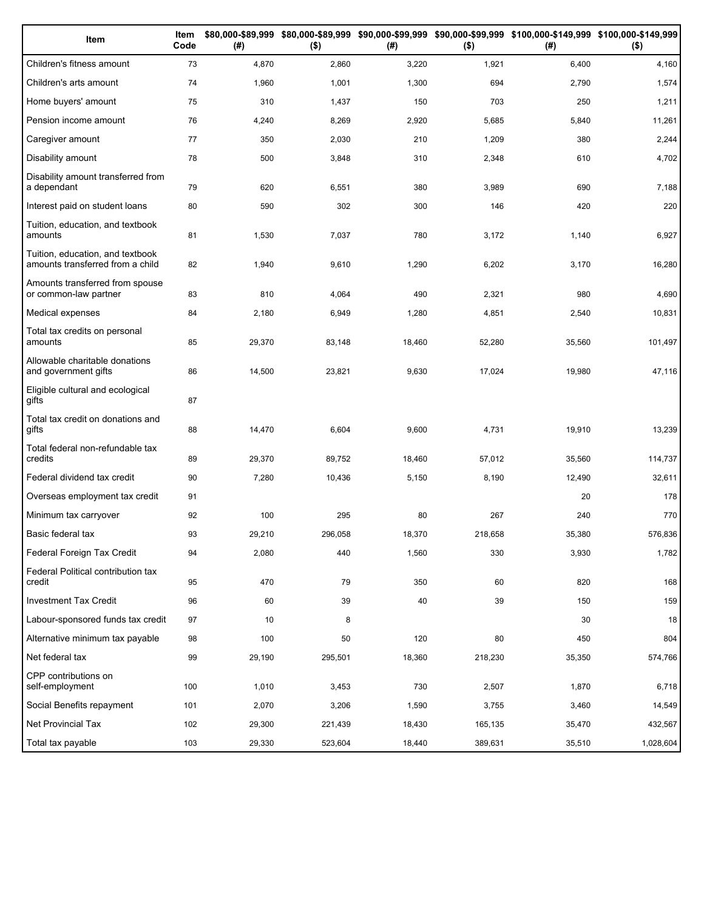| Item | Item Code | \$80,000-\$89,999 (#) | \$80,000-\$89,999 (\$) | \$90,000-\$99,999 (#) | \$90,000-\$99,999 (\$) | \$100,000-\$149,999 (#) | \$100,000-\$149,999 (\$) |
|---|---|---|---|---|---|---|---|
| Children's fitness amount | 73 | 4,870 | 2,860 | 3,220 | 1,921 | 6,400 | 4,160 |
| Children's arts amount | 74 | 1,960 | 1,001 | 1,300 | 694 | 2,790 | 1,574 |
| Home buyers' amount | 75 | 310 | 1,437 | 150 | 703 | 250 | 1,211 |
| Pension income amount | 76 | 4,240 | 8,269 | 2,920 | 5,685 | 5,840 | 11,261 |
| Caregiver amount | 77 | 350 | 2,030 | 210 | 1,209 | 380 | 2,244 |
| Disability amount | 78 | 500 | 3,848 | 310 | 2,348 | 610 | 4,702 |
| Disability amount transferred from a dependant | 79 | 620 | 6,551 | 380 | 3,989 | 690 | 7,188 |
| Interest paid on student loans | 80 | 590 | 302 | 300 | 146 | 420 | 220 |
| Tuition, education, and textbook amounts | 81 | 1,530 | 7,037 | 780 | 3,172 | 1,140 | 6,927 |
| Tuition, education, and textbook amounts transferred from a child | 82 | 1,940 | 9,610 | 1,290 | 6,202 | 3,170 | 16,280 |
| Amounts transferred from spouse or common-law partner | 83 | 810 | 4,064 | 490 | 2,321 | 980 | 4,690 |
| Medical expenses | 84 | 2,180 | 6,949 | 1,280 | 4,851 | 2,540 | 10,831 |
| Total tax credits on personal amounts | 85 | 29,370 | 83,148 | 18,460 | 52,280 | 35,560 | 101,497 |
| Allowable charitable donations and government gifts | 86 | 14,500 | 23,821 | 9,630 | 17,024 | 19,980 | 47,116 |
| Eligible cultural and ecological gifts | 87 | | | | | | |
| Total tax credit on donations and gifts | 88 | 14,470 | 6,604 | 9,600 | 4,731 | 19,910 | 13,239 |
| Total federal non-refundable tax credits | 89 | 29,370 | 89,752 | 18,460 | 57,012 | 35,560 | 114,737 |
| Federal dividend tax credit | 90 | 7,280 | 10,436 | 5,150 | 8,190 | 12,490 | 32,611 |
| Overseas employment tax credit | 91 | | | | | 20 | 178 |
| Minimum tax carryover | 92 | 100 | 295 | 80 | 267 | 240 | 770 |
| Basic federal tax | 93 | 29,210 | 296,058 | 18,370 | 218,658 | 35,380 | 576,836 |
| Federal Foreign Tax Credit | 94 | 2,080 | 440 | 1,560 | 330 | 3,930 | 1,782 |
| Federal Political contribution tax credit | 95 | 470 | 79 | 350 | 60 | 820 | 168 |
| Investment Tax Credit | 96 | 60 | 39 | 40 | 39 | 150 | 159 |
| Labour-sponsored funds tax credit | 97 | 10 | 8 | | | 30 | 18 |
| Alternative minimum tax payable | 98 | 100 | 50 | 120 | 80 | 450 | 804 |
| Net federal tax | 99 | 29,190 | 295,501 | 18,360 | 218,230 | 35,350 | 574,766 |
| CPP contributions on self-employment | 100 | 1,010 | 3,453 | 730 | 2,507 | 1,870 | 6,718 |
| Social Benefits repayment | 101 | 2,070 | 3,206 | 1,590 | 3,755 | 3,460 | 14,549 |
| Net Provincial Tax | 102 | 29,300 | 221,439 | 18,430 | 165,135 | 35,470 | 432,567 |
| Total tax payable | 103 | 29,330 | 523,604 | 18,440 | 389,631 | 35,510 | 1,028,604 |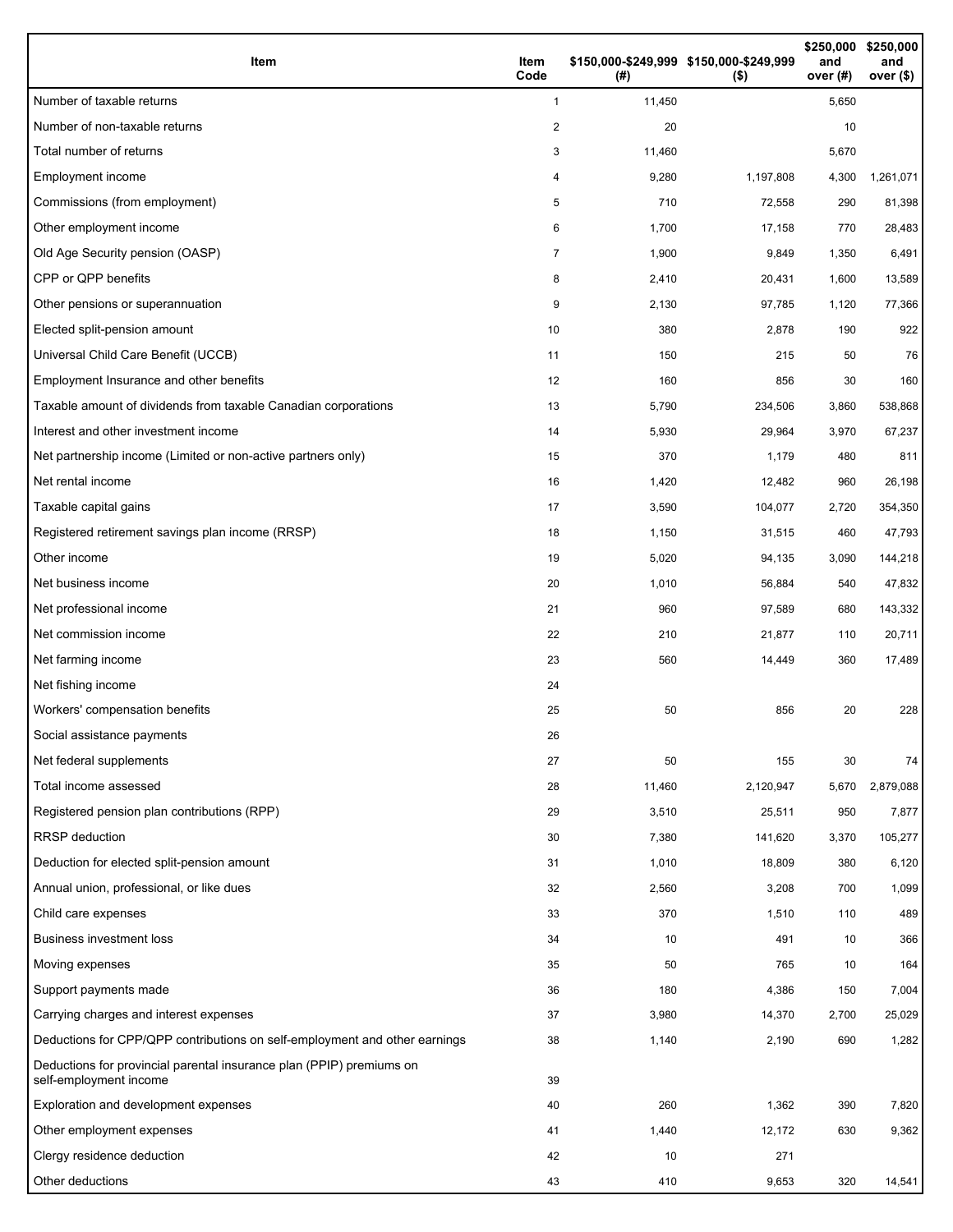| Item | Item Code | $150,000-$249,999 (#) | $150,000-$249,999 ($) | $250,000 and over (#) | $250,000 and over ($) |
|---|---|---|---|---|---|
| Number of taxable returns | 1 | 11,450 | | 5,650 | |
| Number of non-taxable returns | 2 | 20 | | 10 | |
| Total number of returns | 3 | 11,460 | | 5,670 | |
| Employment income | 4 | 9,280 | 1,197,808 | 4,300 | 1,261,071 |
| Commissions (from employment) | 5 | 710 | 72,558 | 290 | 81,398 |
| Other employment income | 6 | 1,700 | 17,158 | 770 | 28,483 |
| Old Age Security pension (OASP) | 7 | 1,900 | 9,849 | 1,350 | 6,491 |
| CPP or QPP benefits | 8 | 2,410 | 20,431 | 1,600 | 13,589 |
| Other pensions or superannuation | 9 | 2,130 | 97,785 | 1,120 | 77,366 |
| Elected split-pension amount | 10 | 380 | 2,878 | 190 | 922 |
| Universal Child Care Benefit (UCCB) | 11 | 150 | 215 | 50 | 76 |
| Employment Insurance and other benefits | 12 | 160 | 856 | 30 | 160 |
| Taxable amount of dividends from taxable Canadian corporations | 13 | 5,790 | 234,506 | 3,860 | 538,868 |
| Interest and other investment income | 14 | 5,930 | 29,964 | 3,970 | 67,237 |
| Net partnership income (Limited or non-active partners only) | 15 | 370 | 1,179 | 480 | 811 |
| Net rental income | 16 | 1,420 | 12,482 | 960 | 26,198 |
| Taxable capital gains | 17 | 3,590 | 104,077 | 2,720 | 354,350 |
| Registered retirement savings plan income (RRSP) | 18 | 1,150 | 31,515 | 460 | 47,793 |
| Other income | 19 | 5,020 | 94,135 | 3,090 | 144,218 |
| Net business income | 20 | 1,010 | 56,884 | 540 | 47,832 |
| Net professional income | 21 | 960 | 97,589 | 680 | 143,332 |
| Net commission income | 22 | 210 | 21,877 | 110 | 20,711 |
| Net farming income | 23 | 560 | 14,449 | 360 | 17,489 |
| Net fishing income | 24 | | | | |
| Workers' compensation benefits | 25 | 50 | 856 | 20 | 228 |
| Social assistance payments | 26 | | | | |
| Net federal supplements | 27 | 50 | 155 | 30 | 74 |
| Total income assessed | 28 | 11,460 | 2,120,947 | 5,670 | 2,879,088 |
| Registered pension plan contributions (RPP) | 29 | 3,510 | 25,511 | 950 | 7,877 |
| RRSP deduction | 30 | 7,380 | 141,620 | 3,370 | 105,277 |
| Deduction for elected split-pension amount | 31 | 1,010 | 18,809 | 380 | 6,120 |
| Annual union, professional, or like dues | 32 | 2,560 | 3,208 | 700 | 1,099 |
| Child care expenses | 33 | 370 | 1,510 | 110 | 489 |
| Business investment loss | 34 | 10 | 491 | 10 | 366 |
| Moving expenses | 35 | 50 | 765 | 10 | 164 |
| Support payments made | 36 | 180 | 4,386 | 150 | 7,004 |
| Carrying charges and interest expenses | 37 | 3,980 | 14,370 | 2,700 | 25,029 |
| Deductions for CPP/QPP contributions on self-employment and other earnings | 38 | 1,140 | 2,190 | 690 | 1,282 |
| Deductions for provincial parental insurance plan (PPIP) premiums on self-employment income | 39 | | | | |
| Exploration and development expenses | 40 | 260 | 1,362 | 390 | 7,820 |
| Other employment expenses | 41 | 1,440 | 12,172 | 630 | 9,362 |
| Clergy residence deduction | 42 | 10 | 271 | | |
| Other deductions | 43 | 410 | 9,653 | 320 | 14,541 |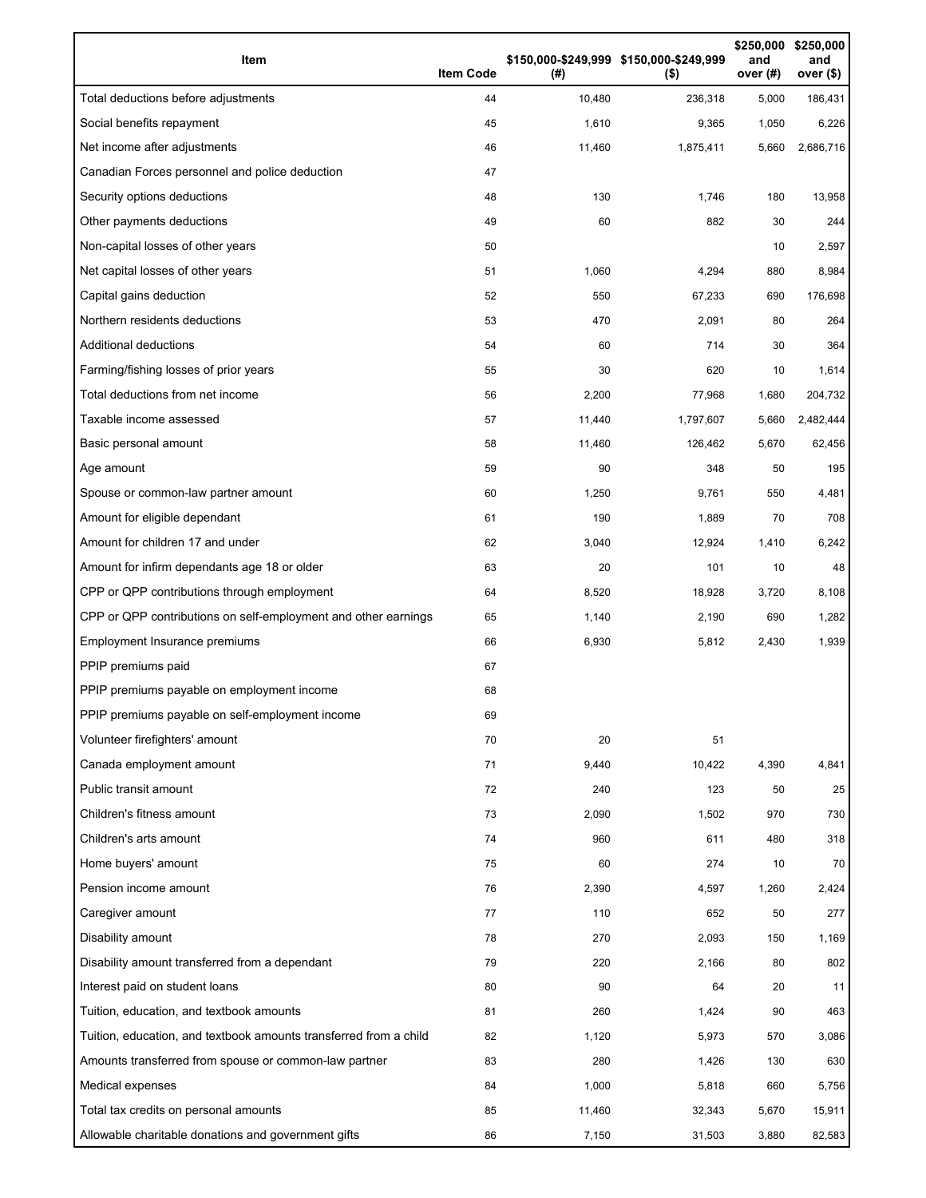| Item | Item Code | $150,000-$249,999 (#) | $150,000-$249,999 ($) | $250,000 and over (#) | $250,000 and over ($) |
|---|---|---|---|---|---|
| Total deductions before adjustments | 44 | 10,480 | 236,318 | 5,000 | 186,431 |
| Social benefits repayment | 45 | 1,610 | 9,365 | 1,050 | 6,226 |
| Net income after adjustments | 46 | 11,460 | 1,875,411 | 5,660 | 2,686,716 |
| Canadian Forces personnel and police deduction | 47 | | | | |
| Security options deductions | 48 | 130 | 1,746 | 180 | 13,958 |
| Other payments deductions | 49 | 60 | 882 | 30 | 244 |
| Non-capital losses of other years | 50 | | | 10 | 2,597 |
| Net capital losses of other years | 51 | 1,060 | 4,294 | 880 | 8,984 |
| Capital gains deduction | 52 | 550 | 67,233 | 690 | 176,698 |
| Northern residents deductions | 53 | 470 | 2,091 | 80 | 264 |
| Additional deductions | 54 | 60 | 714 | 30 | 364 |
| Farming/fishing losses of prior years | 55 | 30 | 620 | 10 | 1,614 |
| Total deductions from net income | 56 | 2,200 | 77,968 | 1,680 | 204,732 |
| Taxable income assessed | 57 | 11,440 | 1,797,607 | 5,660 | 2,482,444 |
| Basic personal amount | 58 | 11,460 | 126,462 | 5,670 | 62,456 |
| Age amount | 59 | 90 | 348 | 50 | 195 |
| Spouse or common-law partner amount | 60 | 1,250 | 9,761 | 550 | 4,481 |
| Amount for eligible dependant | 61 | 190 | 1,889 | 70 | 708 |
| Amount for children 17 and under | 62 | 3,040 | 12,924 | 1,410 | 6,242 |
| Amount for infirm dependants age 18 or older | 63 | 20 | 101 | 10 | 48 |
| CPP or QPP contributions through employment | 64 | 8,520 | 18,928 | 3,720 | 8,108 |
| CPP or QPP contributions on self-employment and other earnings | 65 | 1,140 | 2,190 | 690 | 1,282 |
| Employment Insurance premiums | 66 | 6,930 | 5,812 | 2,430 | 1,939 |
| PPIP premiums paid | 67 | | | | |
| PPIP premiums payable on employment income | 68 | | | | |
| PPIP premiums payable on self-employment income | 69 | | | | |
| Volunteer firefighters' amount | 70 | 20 | 51 | | |
| Canada employment amount | 71 | 9,440 | 10,422 | 4,390 | 4,841 |
| Public transit amount | 72 | 240 | 123 | 50 | 25 |
| Children's fitness amount | 73 | 2,090 | 1,502 | 970 | 730 |
| Children's arts amount | 74 | 960 | 611 | 480 | 318 |
| Home buyers' amount | 75 | 60 | 274 | 10 | 70 |
| Pension income amount | 76 | 2,390 | 4,597 | 1,260 | 2,424 |
| Caregiver amount | 77 | 110 | 652 | 50 | 277 |
| Disability amount | 78 | 270 | 2,093 | 150 | 1,169 |
| Disability amount transferred from a dependant | 79 | 220 | 2,166 | 80 | 802 |
| Interest paid on student loans | 80 | 90 | 64 | 20 | 11 |
| Tuition, education, and textbook amounts | 81 | 260 | 1,424 | 90 | 463 |
| Tuition, education, and textbook amounts transferred from a child | 82 | 1,120 | 5,973 | 570 | 3,086 |
| Amounts transferred from spouse or common-law partner | 83 | 280 | 1,426 | 130 | 630 |
| Medical expenses | 84 | 1,000 | 5,818 | 660 | 5,756 |
| Total tax credits on personal amounts | 85 | 11,460 | 32,343 | 5,670 | 15,911 |
| Allowable charitable donations and government gifts | 86 | 7,150 | 31,503 | 3,880 | 82,583 |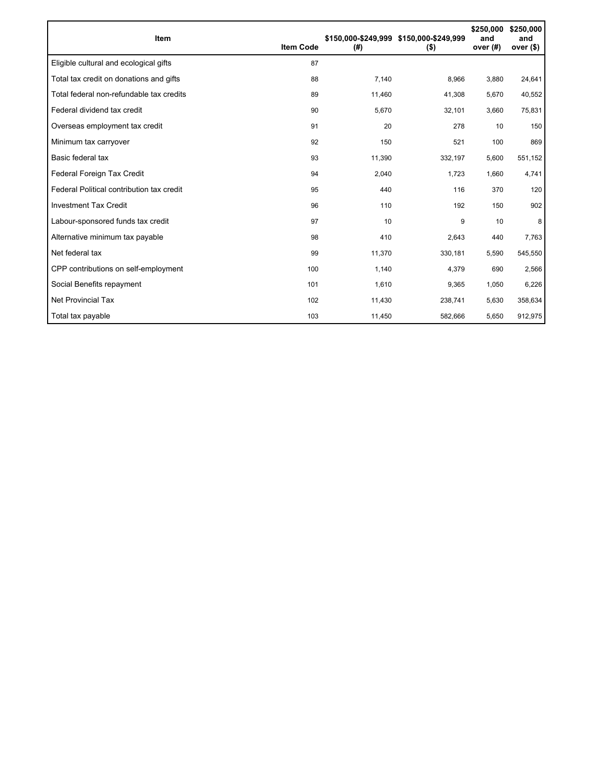| Item | Item Code | $150,000-$249,999 (#) | $150,000-$249,999 ($) | $250,000 and over (#) | $250,000 and over ($) |
|---|---|---|---|---|---|
| Eligible cultural and ecological gifts | 87 | | | | |
| Total tax credit on donations and gifts | 88 | 7,140 | 8,966 | 3,880 | 24,641 |
| Total federal non-refundable tax credits | 89 | 11,460 | 41,308 | 5,670 | 40,552 |
| Federal dividend tax credit | 90 | 5,670 | 32,101 | 3,660 | 75,831 |
| Overseas employment tax credit | 91 | 20 | 278 | 10 | 150 |
| Minimum tax carryover | 92 | 150 | 521 | 100 | 869 |
| Basic federal tax | 93 | 11,390 | 332,197 | 5,600 | 551,152 |
| Federal Foreign Tax Credit | 94 | 2,040 | 1,723 | 1,660 | 4,741 |
| Federal Political contribution tax credit | 95 | 440 | 116 | 370 | 120 |
| Investment Tax Credit | 96 | 110 | 192 | 150 | 902 |
| Labour-sponsored funds tax credit | 97 | 10 | 9 | 10 | 8 |
| Alternative minimum tax payable | 98 | 410 | 2,643 | 440 | 7,763 |
| Net federal tax | 99 | 11,370 | 330,181 | 5,590 | 545,550 |
| CPP contributions on self-employment | 100 | 1,140 | 4,379 | 690 | 2,566 |
| Social Benefits repayment | 101 | 1,610 | 9,365 | 1,050 | 6,226 |
| Net Provincial Tax | 102 | 11,430 | 238,741 | 5,630 | 358,634 |
| Total tax payable | 103 | 11,450 | 582,666 | 5,650 | 912,975 |